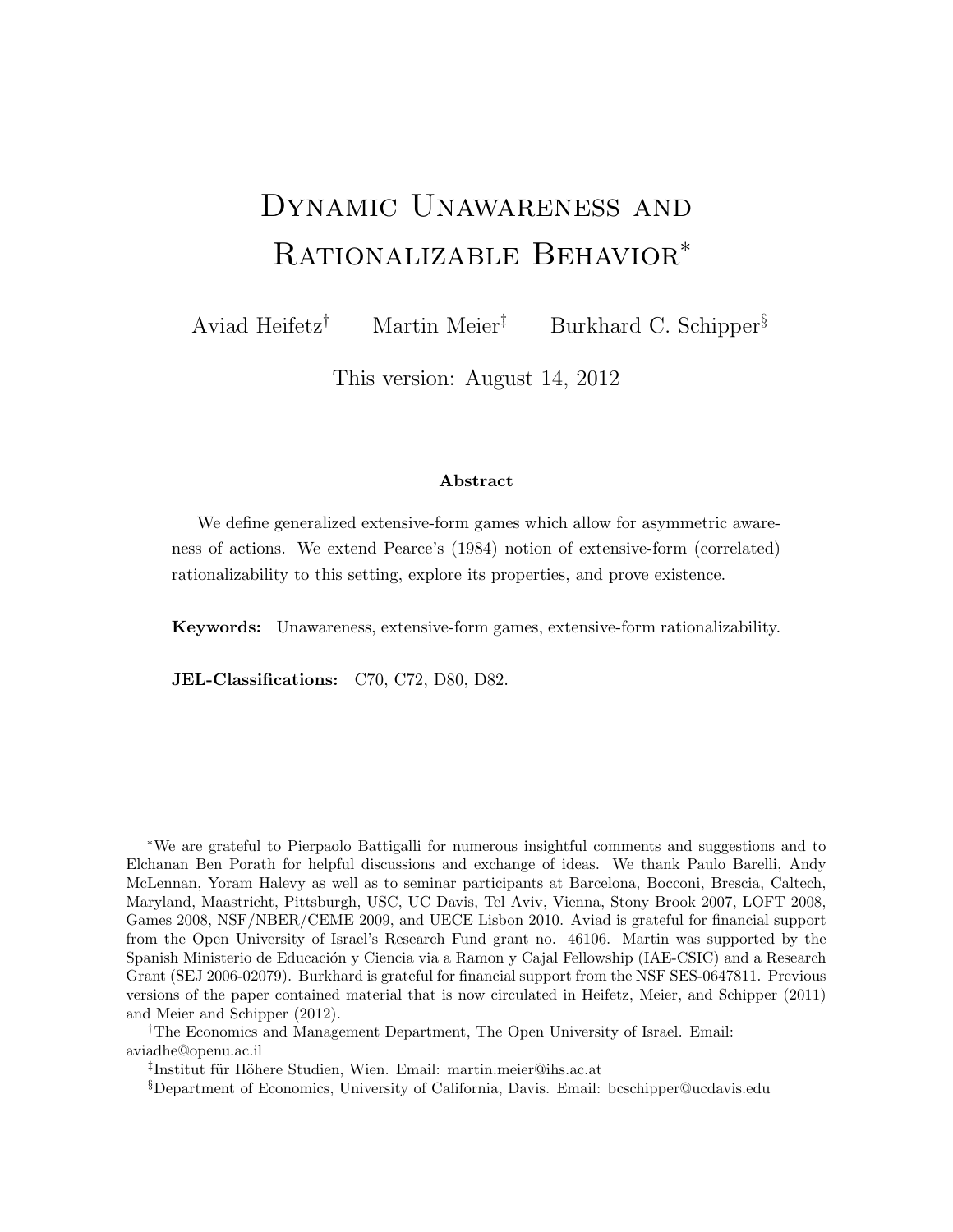# Dynamic Unawareness and Rationalizable Behavior*

Aviad Heifetz[†] Martin Meier[‡] Burkhard C. Schipper[§]

This version: August 14, 2012

### Abstract

We define generalized extensive-form games which allow for asymmetric awareness of actions. We extend Pearce's (1984) notion of extensive-form (correlated) rationalizability to this setting, explore its properties, and prove existence.

**Keywords:** Unawareness, extensive-form games, extensive-form rationalizability.

**JEL-Classifications:** C70, C72, D80, D82.

---

*We are grateful to Pierpaolo Battigalli for numerous insightful comments and suggestions and to Elchanan Ben Porath for helpful discussions and exchange of ideas. We thank Paulo Barelli, Andy McLennan, Yoram Halevy as well as to seminar participants at Barcelona, Bocconi, Brescia, Caltech, Maryland, Maastricht, Pittsburgh, USC, UC Davis, Tel Aviv, Vienna, Stony Brook 2007, LOFT 2008, Games 2008, NSF/NBER/CEME 2009, and UECE Lisbon 2010. Aviad is grateful for financial support from the Open University of Israel's Research Fund grant no. 46106. Martin was supported by the Spanish Ministerio de Educación y Ciencia via a Ramon y Cajal Fellowship (IAE-CSIC) and a Research Grant (SEJ 2006-02079). Burkhard is grateful for financial support from the NSF SES-0647811. Previous versions of the paper contained material that is now circulated in Heifetz, Meier, and Schipper (2011) and Meier and Schipper (2012).

†The Economics and Management Department, The Open University of Israel. Email: aviadhe@openu.ac.il

‡Institut für Höhere Studien, Wien. Email: martin.meier@ihs.ac.at

§Department of Economics, University of California, Davis. Email: bcschipper@ucdavis.edu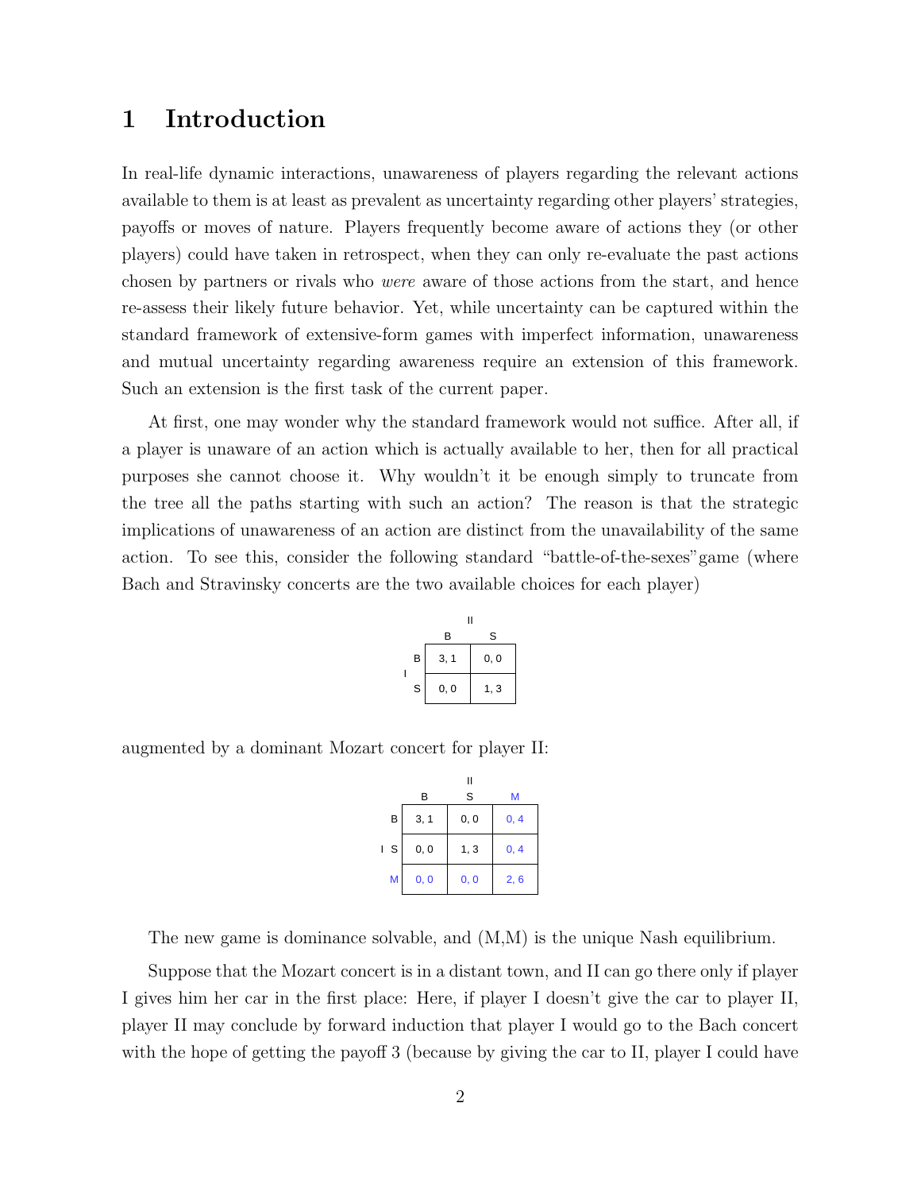# 1 Introduction

In real-life dynamic interactions, unawareness of players regarding the relevant actions available to them is at least as prevalent as uncertainty regarding other players' strategies, payoffs or moves of nature. Players frequently become aware of actions they (or other players) could have taken in retrospect, when they can only re-evaluate the past actions chosen by partners or rivals who *were* aware of those actions from the start, and hence re-assess their likely future behavior. Yet, while uncertainty can be captured within the standard framework of extensive-form games with imperfect information, unawareness and mutual uncertainty regarding awareness require an extension of this framework. Such an extension is the first task of the current paper.

At first, one may wonder why the standard framework would not suffice. After all, if a player is unaware of an action which is actually available to her, then for all practical purposes she cannot choose it. Why wouldn't it be enough simply to truncate from the tree all the paths starting with such an action? The reason is that the strategic implications of unawareness of an action are distinct from the unavailability of the same action. To see this, consider the following standard "battle-of-the-sexes"game (where Bach and Stravinsky concerts are the two available choices for each player)

| I \ II | B | S |
|---|---|---|
| B | 3, 1 | 0, 0 |
| S | 0, 0 | 1, 3 |

augmented by a dominant Mozart concert for player II:

| I \ II | B | S | M |
|---|---|---|---|
| B | 3, 1 | 0, 0 | 0, 4 |
| S | 0, 0 | 1, 3 | 0, 4 |
| M | 0, 0 | 0, 0 | 2, 6 |

The new game is dominance solvable, and (M,M) is the unique Nash equilibrium.

Suppose that the Mozart concert is in a distant town, and II can go there only if player I gives him her car in the first place: Here, if player I doesn't give the car to player II, player II may conclude by forward induction that player I would go to the Bach concert with the hope of getting the payoff 3 (because by giving the car to II, player I could have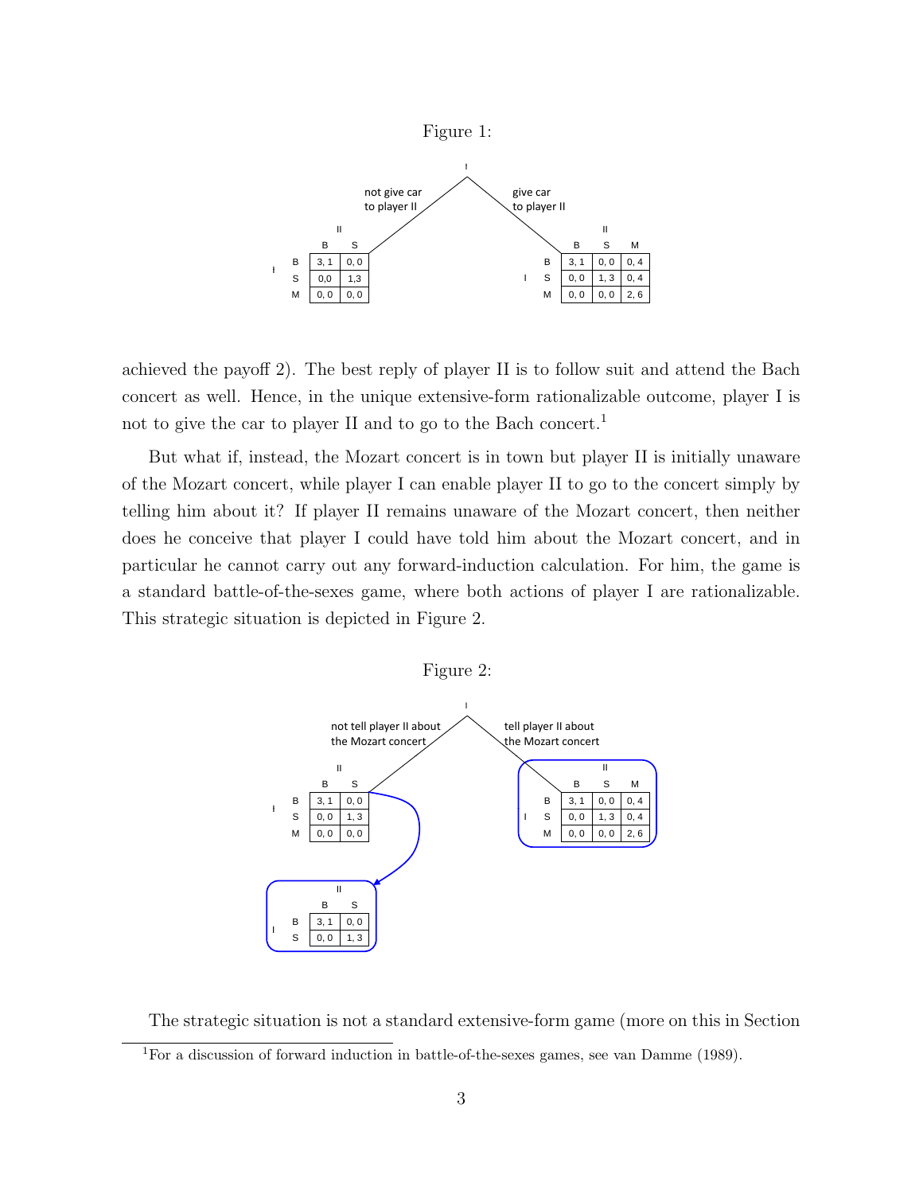Figure 1:

achieved the payoff 2). The best reply of player II is to follow suit and attend the Bach concert as well. Hence, in the unique extensive-form rationalizable outcome, player I is not to give the car to player II and to go to the Bach concert.[1]

But what if, instead, the Mozart concert is in town but player II is initially unaware of the Mozart concert, while player I can enable player II to go to the concert simply by telling him about it? If player II remains unaware of the Mozart concert, then neither does he conceive that player I could have told him about the Mozart concert, and in particular he cannot carry out any forward-induction calculation. For him, the game is a standard battle-of-the-sexes game, where both actions of player I are rationalizable. This strategic situation is depicted in Figure 2.

Figure 2:

The strategic situation is not a standard extensive-form game (more on this in Section

[1] For a discussion of forward induction in battle-of-the-sexes games, see van Damme (1989).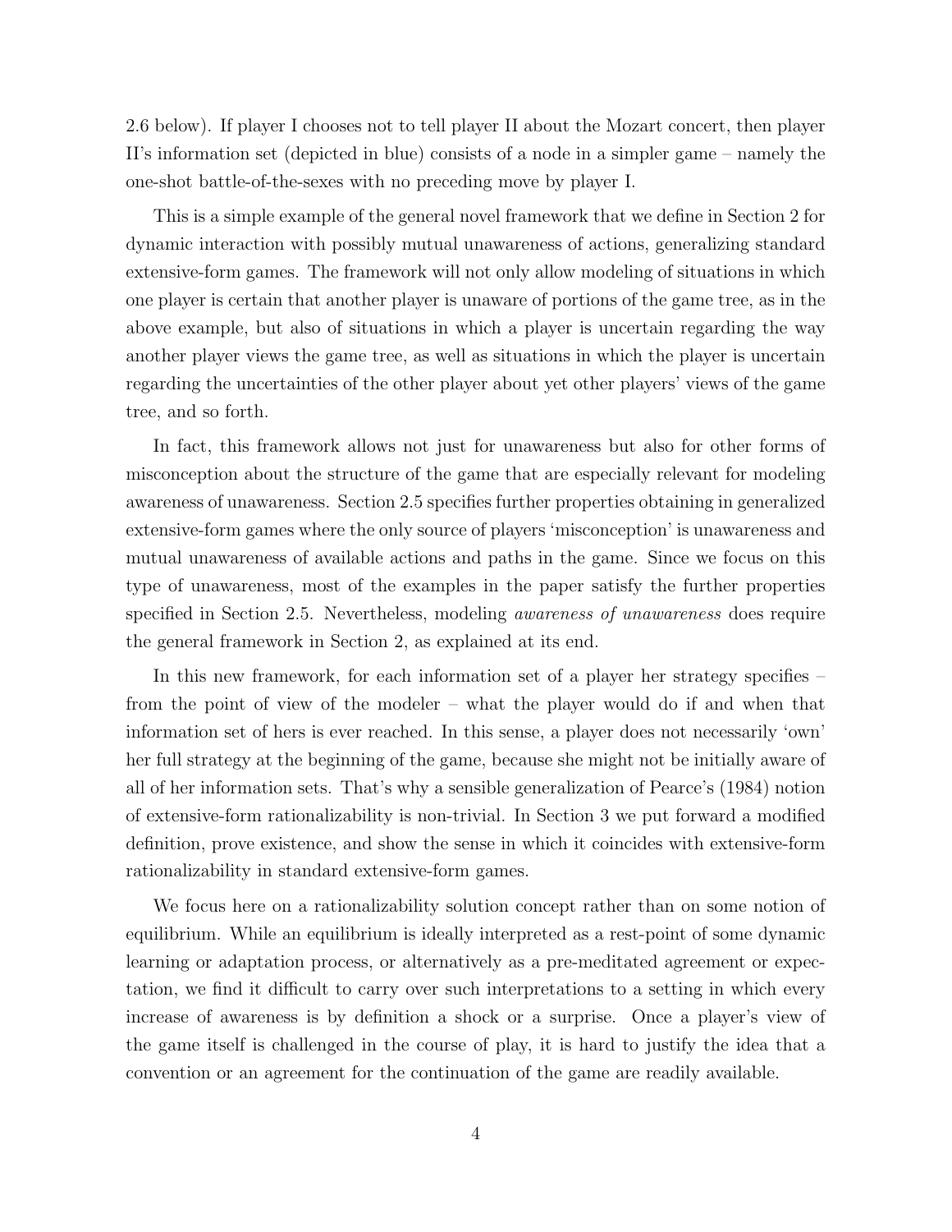2.6 below). If player I chooses not to tell player II about the Mozart concert, then player II's information set (depicted in blue) consists of a node in a simpler game – namely the one-shot battle-of-the-sexes with no preceding move by player I.

This is a simple example of the general novel framework that we define in Section 2 for dynamic interaction with possibly mutual unawareness of actions, generalizing standard extensive-form games. The framework will not only allow modeling of situations in which one player is certain that another player is unaware of portions of the game tree, as in the above example, but also of situations in which a player is uncertain regarding the way another player views the game tree, as well as situations in which the player is uncertain regarding the uncertainties of the other player about yet other players' views of the game tree, and so forth.

In fact, this framework allows not just for unawareness but also for other forms of misconception about the structure of the game that are especially relevant for modeling awareness of unawareness. Section 2.5 specifies further properties obtaining in generalized extensive-form games where the only source of players 'misconception' is unawareness and mutual unawareness of available actions and paths in the game. Since we focus on this type of unawareness, most of the examples in the paper satisfy the further properties specified in Section 2.5. Nevertheless, modeling *awareness of unawareness* does require the general framework in Section 2, as explained at its end.

In this new framework, for each information set of a player her strategy specifies – from the point of view of the modeler – what the player would do if and when that information set of hers is ever reached. In this sense, a player does not necessarily 'own' her full strategy at the beginning of the game, because she might not be initially aware of all of her information sets. That's why a sensible generalization of Pearce's (1984) notion of extensive-form rationalizability is non-trivial. In Section 3 we put forward a modified definition, prove existence, and show the sense in which it coincides with extensive-form rationalizability in standard extensive-form games.

We focus here on a rationalizability solution concept rather than on some notion of equilibrium. While an equilibrium is ideally interpreted as a rest-point of some dynamic learning or adaptation process, or alternatively as a pre-meditated agreement or expectation, we find it difficult to carry over such interpretations to a setting in which every increase of awareness is by definition a shock or a surprise. Once a player's view of the game itself is challenged in the course of play, it is hard to justify the idea that a convention or an agreement for the continuation of the game are readily available.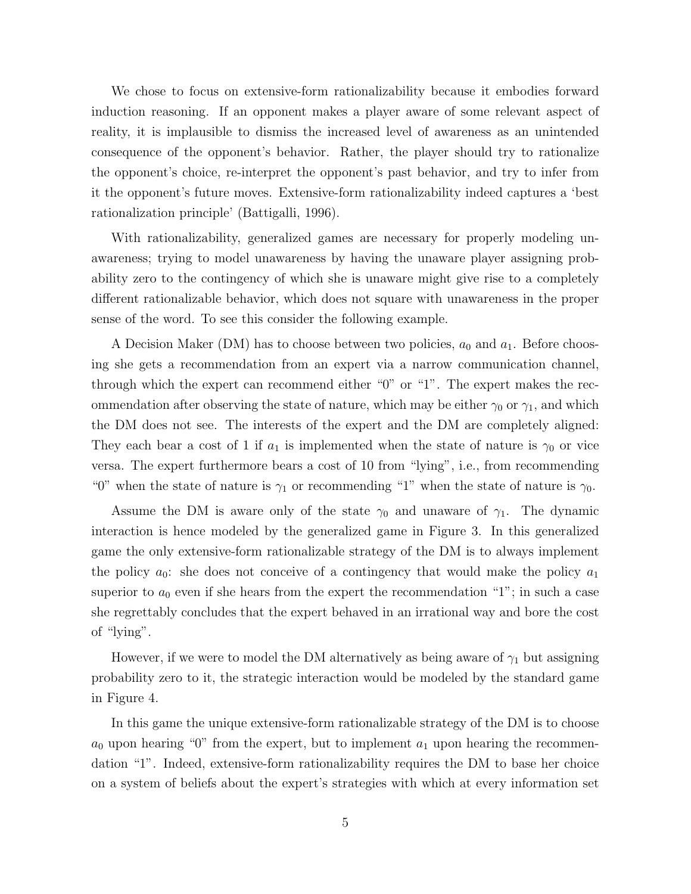We chose to focus on extensive-form rationalizability because it embodies forward induction reasoning. If an opponent makes a player aware of some relevant aspect of reality, it is implausible to dismiss the increased level of awareness as an unintended consequence of the opponent's behavior. Rather, the player should try to rationalize the opponent's choice, re-interpret the opponent's past behavior, and try to infer from it the opponent's future moves. Extensive-form rationalizability indeed captures a 'best rationalization principle' (Battigalli, 1996).

With rationalizability, generalized games are necessary for properly modeling unawareness; trying to model unawareness by having the unaware player assigning probability zero to the contingency of which she is unaware might give rise to a completely different rationalizable behavior, which does not square with unawareness in the proper sense of the word. To see this consider the following example.

A Decision Maker (DM) has to choose between two policies, $a_0$ and $a_1$. Before choosing she gets a recommendation from an expert via a narrow communication channel, through which the expert can recommend either "0" or "1". The expert makes the recommendation after observing the state of nature, which may be either $\gamma_0$ or $\gamma_1$, and which the DM does not see. The interests of the expert and the DM are completely aligned: They each bear a cost of 1 if $a_1$ is implemented when the state of nature is $\gamma_0$ or vice versa. The expert furthermore bears a cost of 10 from "lying", i.e., from recommending "0" when the state of nature is $\gamma_1$ or recommending "1" when the state of nature is $\gamma_0$.

Assume the DM is aware only of the state $\gamma_0$ and unaware of $\gamma_1$. The dynamic interaction is hence modeled by the generalized game in Figure 3. In this generalized game the only extensive-form rationalizable strategy of the DM is to always implement the policy $a_0$: she does not conceive of a contingency that would make the policy $a_1$ superior to $a_0$ even if she hears from the expert the recommendation "1"; in such a case she regrettably concludes that the expert behaved in an irrational way and bore the cost of "lying".

However, if we were to model the DM alternatively as being aware of $\gamma_1$ but assigning probability zero to it, the strategic interaction would be modeled by the standard game in Figure 4.

In this game the unique extensive-form rationalizable strategy of the DM is to choose $a_0$ upon hearing "0" from the expert, but to implement $a_1$ upon hearing the recommendation "1". Indeed, extensive-form rationalizability requires the DM to base her choice on a system of beliefs about the expert's strategies with which at every information set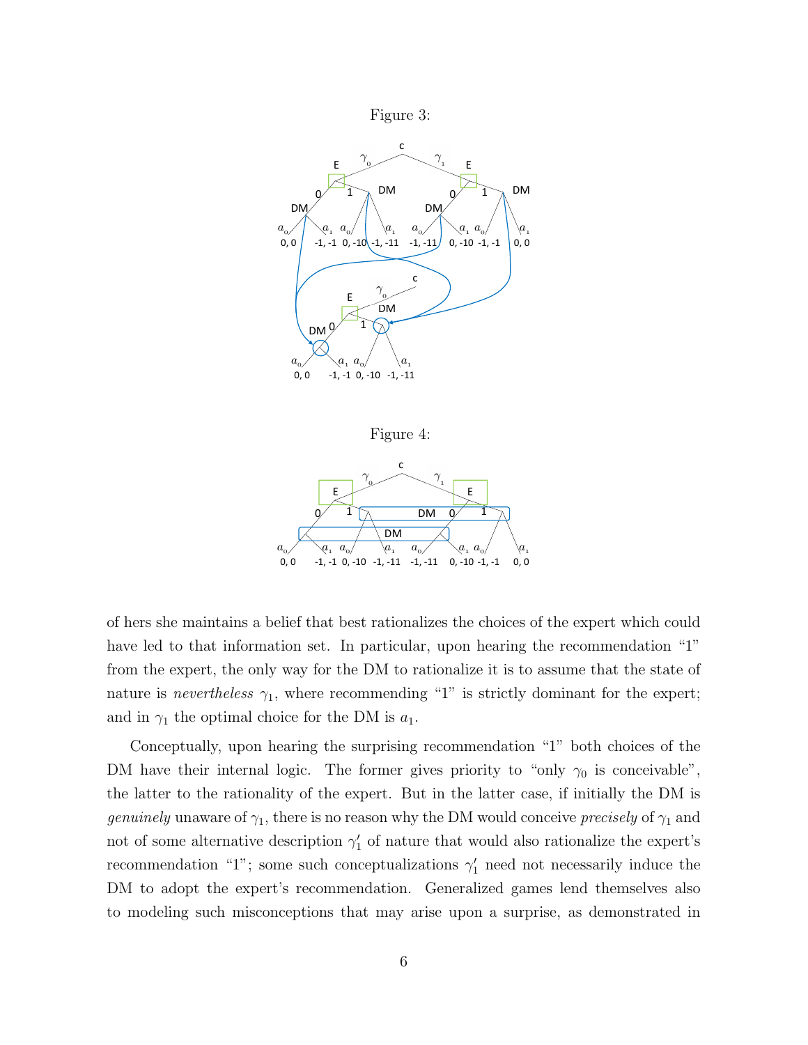Figure 3:

Figure 4:

of hers she maintains a belief that best rationalizes the choices of the expert which could have led to that information set. In particular, upon hearing the recommendation "1" from the expert, the only way for the DM to rationalize it is to assume that the state of nature is *nevertheless* $\gamma_1$, where recommending "1" is strictly dominant for the expert; and in $\gamma_1$ the optimal choice for the DM is $a_1$.

Conceptually, upon hearing the surprising recommendation "1" both choices of the DM have their internal logic. The former gives priority to "only $\gamma_0$ is conceivable", the latter to the rationality of the expert. But in the latter case, if initially the DM is *genuinely* unaware of $\gamma_1$, there is no reason why the DM would conceive *precisely* of $\gamma_1$ and not of some alternative description $\gamma_1'$ of nature that would also rationalize the expert's recommendation "1"; some such conceptualizations $\gamma_1'$ need not necessarily induce the DM to adopt the expert's recommendation. Generalized games lend themselves also to modeling such misconceptions that may arise upon a surprise, as demonstrated in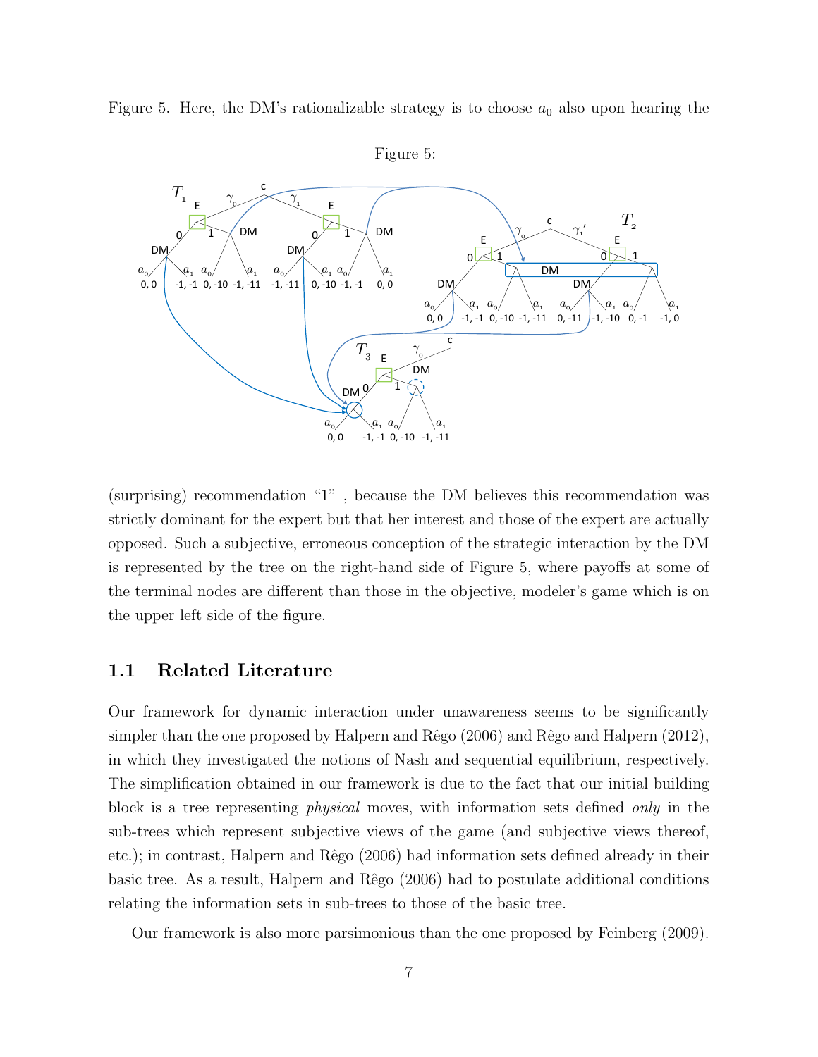Figure 5. Here, the DM's rationalizable strategy is to choose $a_0$ also upon hearing the

Figure 5:

(surprising) recommendation "1" , because the DM believes this recommendation was strictly dominant for the expert but that her interest and those of the expert are actually opposed. Such a subjective, erroneous conception of the strategic interaction by the DM is represented by the tree on the right-hand side of Figure 5, where payoffs at some of the terminal nodes are different than those in the objective, modeler's game which is on the upper left side of the figure.

## 1.1 Related Literature

Our framework for dynamic interaction under unawareness seems to be significantly simpler than the one proposed by Halpern and Rêgo (2006) and Rêgo and Halpern (2012), in which they investigated the notions of Nash and sequential equilibrium, respectively. The simplification obtained in our framework is due to the fact that our initial building block is a tree representing *physical* moves, with information sets defined *only* in the sub-trees which represent subjective views of the game (and subjective views thereof, etc.); in contrast, Halpern and Rêgo (2006) had information sets defined already in their basic tree. As a result, Halpern and Rêgo (2006) had to postulate additional conditions relating the information sets in sub-trees to those of the basic tree.

Our framework is also more parsimonious than the one proposed by Feinberg (2009).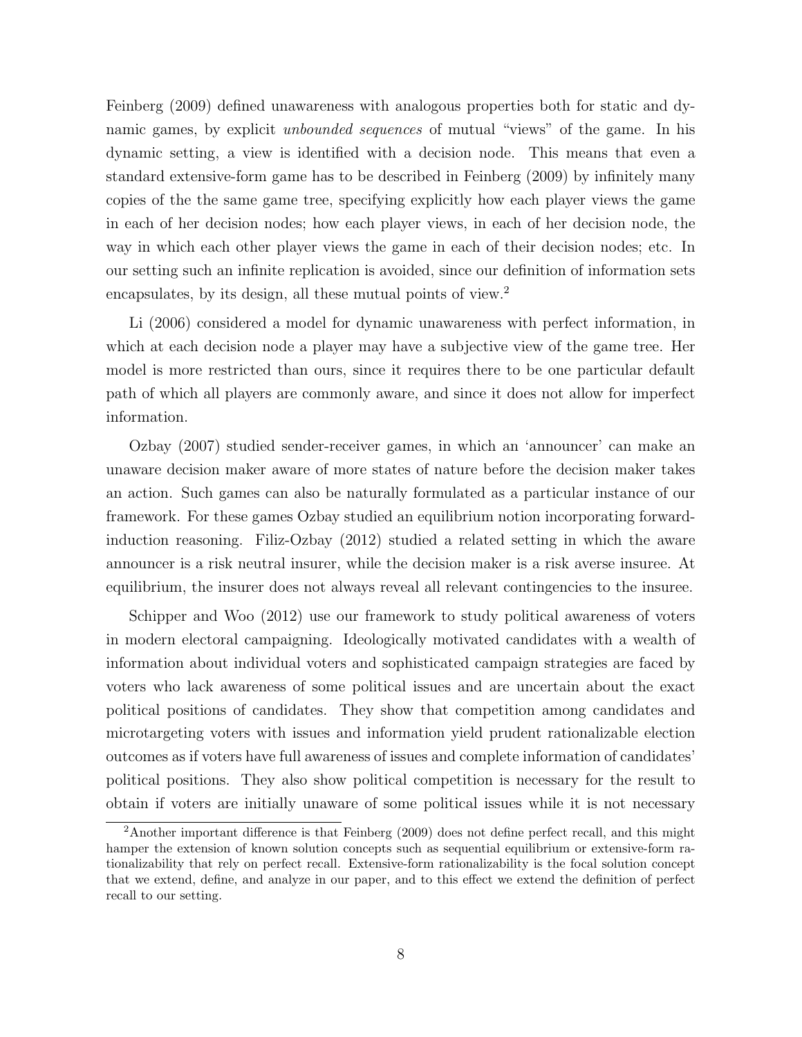Feinberg (2009) defined unawareness with analogous properties both for static and dynamic games, by explicit *unbounded sequences* of mutual "views" of the game. In his dynamic setting, a view is identified with a decision node. This means that even a standard extensive-form game has to be described in Feinberg (2009) by infinitely many copies of the the same game tree, specifying explicitly how each player views the game in each of her decision nodes; how each player views, in each of her decision node, the way in which each other player views the game in each of their decision nodes; etc. In our setting such an infinite replication is avoided, since our definition of information sets encapsulates, by its design, all these mutual points of view.[2]

Li (2006) considered a model for dynamic unawareness with perfect information, in which at each decision node a player may have a subjective view of the game tree. Her model is more restricted than ours, since it requires there to be one particular default path of which all players are commonly aware, and since it does not allow for imperfect information.

Ozbay (2007) studied sender-receiver games, in which an 'announcer' can make an unaware decision maker aware of more states of nature before the decision maker takes an action. Such games can also be naturally formulated as a particular instance of our framework. For these games Ozbay studied an equilibrium notion incorporating forward-induction reasoning. Filiz-Ozbay (2012) studied a related setting in which the aware announcer is a risk neutral insurer, while the decision maker is a risk averse insuree. At equilibrium, the insurer does not always reveal all relevant contingencies to the insuree.

Schipper and Woo (2012) use our framework to study political awareness of voters in modern electoral campaigning. Ideologically motivated candidates with a wealth of information about individual voters and sophisticated campaign strategies are faced by voters who lack awareness of some political issues and are uncertain about the exact political positions of candidates. They show that competition among candidates and microtargeting voters with issues and information yield prudent rationalizable election outcomes as if voters have full awareness of issues and complete information of candidates' political positions. They also show political competition is necessary for the result to obtain if voters are initially unaware of some political issues while it is not necessary

[2] Another important difference is that Feinberg (2009) does not define perfect recall, and this might hamper the extension of known solution concepts such as sequential equilibrium or extensive-form rationalizability that rely on perfect recall. Extensive-form rationalizability is the focal solution concept that we extend, define, and analyze in our paper, and to this effect we extend the definition of perfect recall to our setting.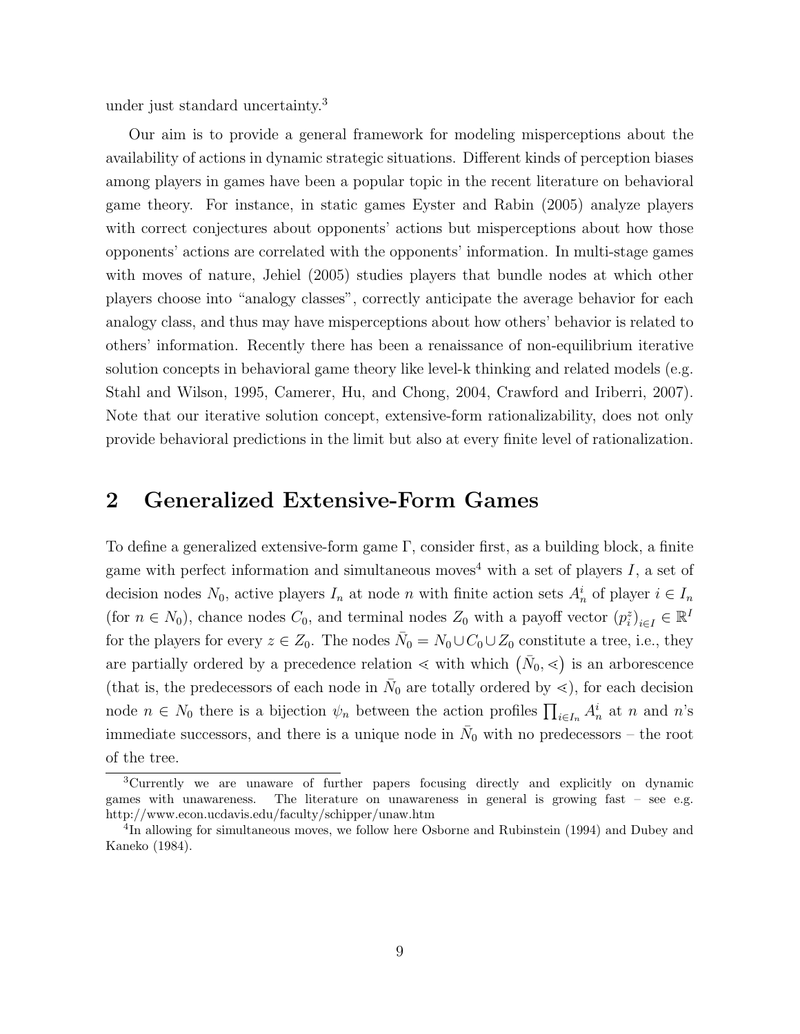under just standard uncertainty.[3]

Our aim is to provide a general framework for modeling misperceptions about the availability of actions in dynamic strategic situations. Different kinds of perception biases among players in games have been a popular topic in the recent literature on behavioral game theory. For instance, in static games Eyster and Rabin (2005) analyze players with correct conjectures about opponents' actions but misperceptions about how those opponents' actions are correlated with the opponents' information. In multi-stage games with moves of nature, Jehiel (2005) studies players that bundle nodes at which other players choose into "analogy classes", correctly anticipate the average behavior for each analogy class, and thus may have misperceptions about how others' behavior is related to others' information. Recently there has been a renaissance of non-equilibrium iterative solution concepts in behavioral game theory like level-k thinking and related models (e.g. Stahl and Wilson, 1995, Camerer, Hu, and Chong, 2004, Crawford and Iriberri, 2007). Note that our iterative solution concept, extensive-form rationalizability, does not only provide behavioral predictions in the limit but also at every finite level of rationalization.

## 2 Generalized Extensive-Form Games

To define a generalized extensive-form game $\Gamma$, consider first, as a building block, a finite game with perfect information and simultaneous moves[4] with a set of players $I$, a set of decision nodes $N_0$, active players $I_n$ at node $n$ with finite action sets $A_n^i$ of player $i \in I_n$ (for $n \in N_0$), chance nodes $C_0$, and terminal nodes $Z_0$ with a payoff vector $(p_i^z)_{i \in I} \in \mathbb{R}^I$ for the players for every $z \in Z_0$. The nodes $\bar{N}_0 = N_0 \cup C_0 \cup Z_0$ constitute a tree, i.e., they are partially ordered by a precedence relation $\lessdot$ with which $(\bar{N}_0, \lessdot)$ is an arborescence (that is, the predecessors of each node in $\bar{N}_0$ are totally ordered by $\lessdot$), for each decision node $n \in N_0$ there is a bijection $\psi_n$ between the action profiles $\prod_{i \in I_n} A_n^i$ at $n$ and $n$'s immediate successors, and there is a unique node in $\bar{N}_0$ with no predecessors – the root of the tree.

[3]Currently we are unaware of further papers focusing directly and explicitly on dynamic games with unawareness. The literature on unawareness in general is growing fast – see e.g. http://www.econ.ucdavis.edu/faculty/schipper/unaw.htm

[4]In allowing for simultaneous moves, we follow here Osborne and Rubinstein (1994) and Dubey and Kaneko (1984).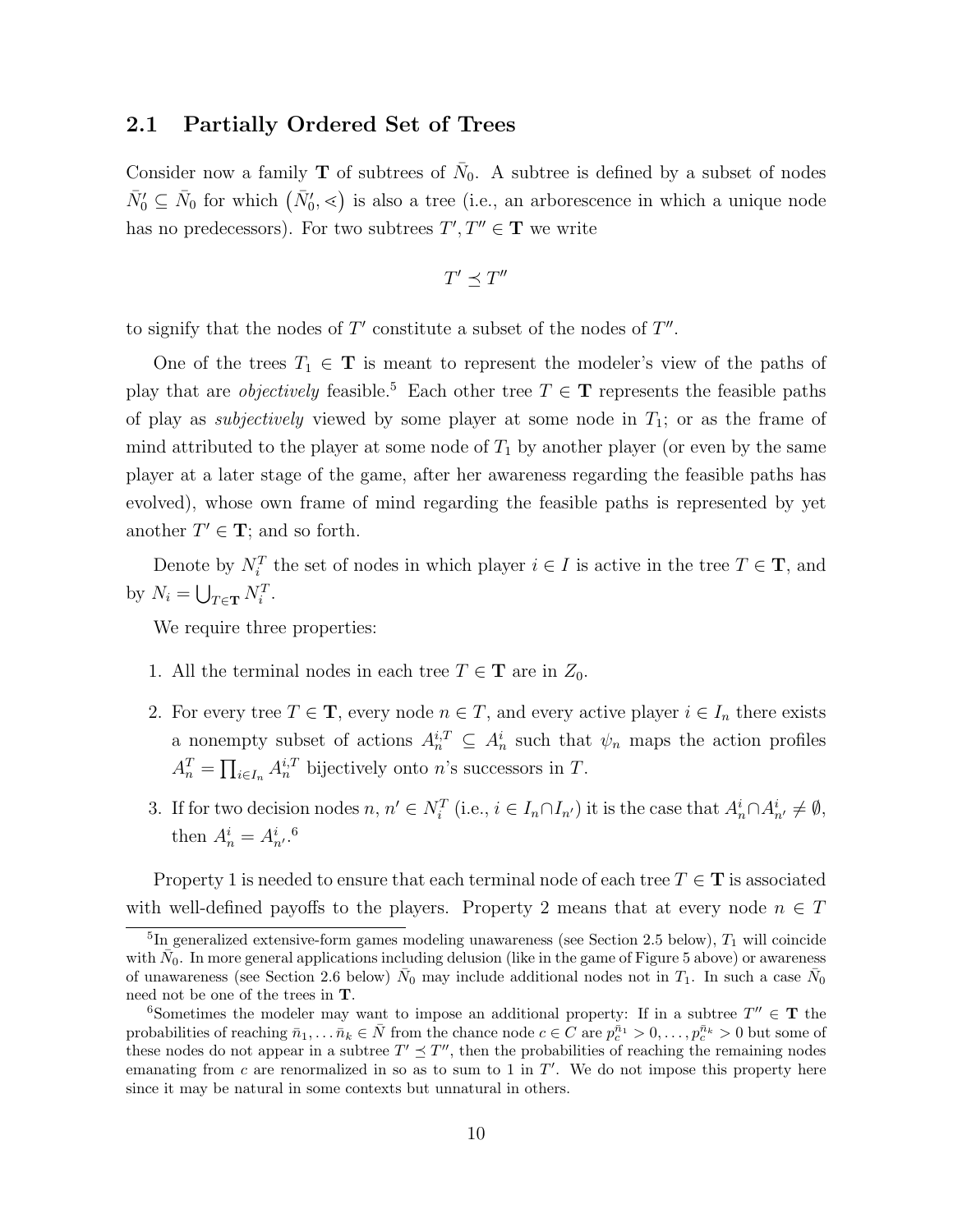## 2.1 Partially Ordered Set of Trees

Consider now a family $\mathbf{T}$ of subtrees of $\bar{N}_0$. A subtree is defined by a subset of nodes $\bar{N}_0' \subseteq \bar{N}_0$ for which $(\bar{N}_0', \lessdot)$ is also a tree (i.e., an arborescence in which a unique node has no predecessors). For two subtrees $T', T'' \in \mathbf{T}$ we write

$$T' \preceq T''$$

to signify that the nodes of $T'$ constitute a subset of the nodes of $T''$.

One of the trees $T_1 \in \mathbf{T}$ is meant to represent the modeler's view of the paths of play that are *objectively* feasible.[5] Each other tree $T \in \mathbf{T}$ represents the feasible paths of play as *subjectively* viewed by some player at some node in $T_1$; or as the frame of mind attributed to the player at some node of $T_1$ by another player (or even by the same player at a later stage of the game, after her awareness regarding the feasible paths has evolved), whose own frame of mind regarding the feasible paths is represented by yet another $T' \in \mathbf{T}$; and so forth.

Denote by $N_i^T$ the set of nodes in which player $i \in I$ is active in the tree $T \in \mathbf{T}$, and by $N_i = \bigcup_{T \in \mathbf{T}} N_i^T$.

We require three properties:

1. All the terminal nodes in each tree $T \in \mathbf{T}$ are in $Z_0$.
2. For every tree $T \in \mathbf{T}$, every node $n \in T$, and every active player $i \in I_n$ there exists a nonempty subset of actions $A_n^{i,T} \subseteq A_n^i$ such that $\psi_n$ maps the action profiles $A_n^T = \prod_{i \in I_n} A_n^{i,T}$ bijectively onto $n$'s successors in $T$.
3. If for two decision nodes $n, n' \in N_i^T$ (i.e., $i \in I_n \cap I_{n'}$) it is the case that $A_n^i \cap A_{n'}^i \neq \emptyset$, then $A_n^i = A_{n'}^i$.[6]

Property 1 is needed to ensure that each terminal node of each tree $T \in \mathbf{T}$ is associated with well-defined payoffs to the players. Property 2 means that at every node $n \in T$

[5] In generalized extensive-form games modeling unawareness (see Section 2.5 below), $T_1$ will coincide with $\bar{N}_0$. In more general applications including delusion (like in the game of Figure 5 above) or awareness of unawareness (see Section 2.6 below) $\bar{N}_0$ may include additional nodes not in $T_1$. In such a case $\bar{N}_0$ need not be one of the trees in $\mathbf{T}$.

[6] Sometimes the modeler may want to impose an additional property: If in a subtree $T'' \in \mathbf{T}$ the probabilities of reaching $\bar{n}_1, \ldots \bar{n}_k \in \bar{N}$ from the chance node $c \in C$ are $p_c^{\bar{n}_1} > 0, \ldots, p_c^{\bar{n}_k} > 0$ but some of these nodes do not appear in a subtree $T' \preceq T''$, then the probabilities of reaching the remaining nodes emanating from $c$ are renormalized in so as to sum to 1 in $T'$. We do not impose this property here since it may be natural in some contexts but unnatural in others.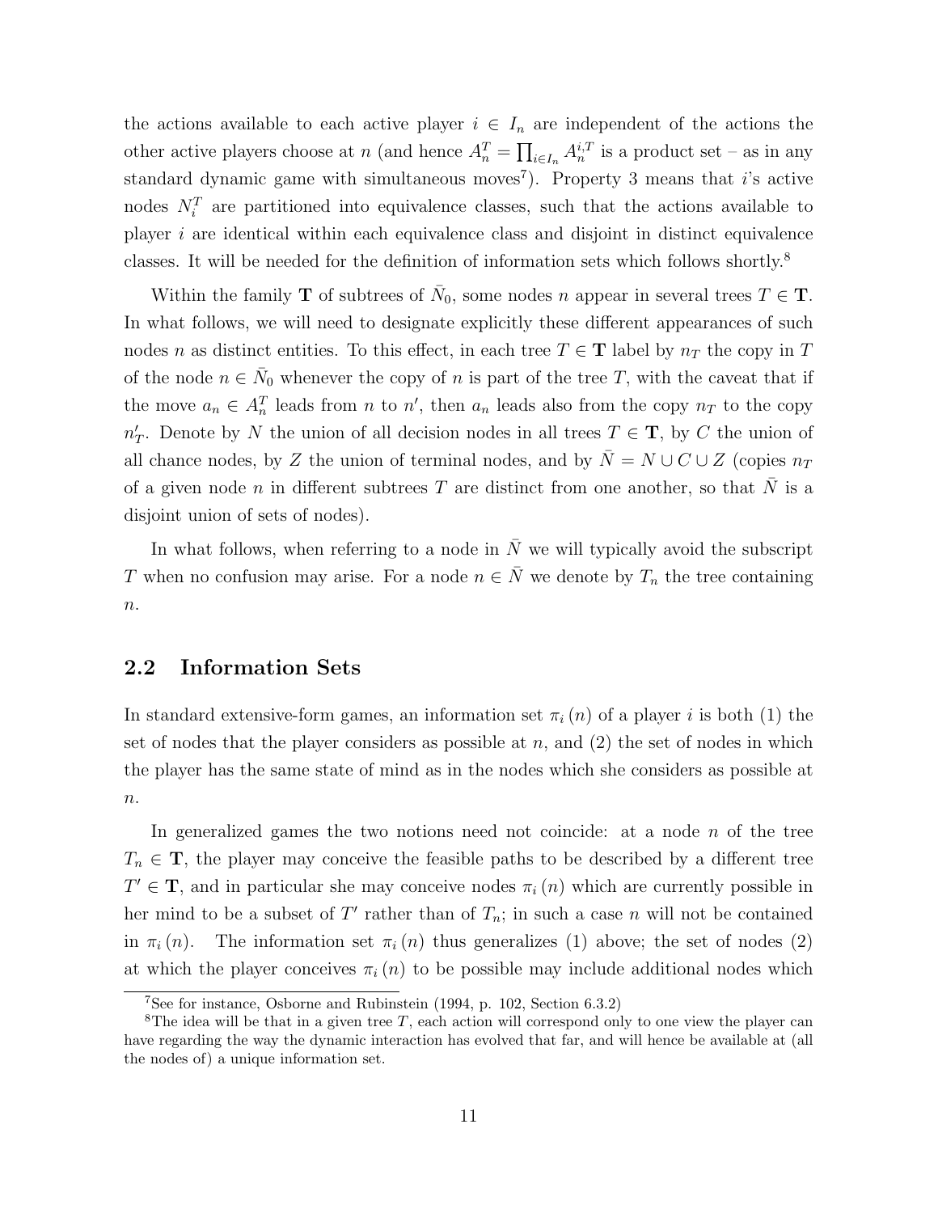the actions available to each active player $i \in I_n$ are independent of the actions the other active players choose at $n$ (and hence $A_n^T = \prod_{i \in I_n} A_n^{i,T}$ is a product set – as in any standard dynamic game with simultaneous moves[7]). Property 3 means that $i$'s active nodes $N_i^T$ are partitioned into equivalence classes, such that the actions available to player $i$ are identical within each equivalence class and disjoint in distinct equivalence classes. It will be needed for the definition of information sets which follows shortly.[8]

Within the family $\mathbf{T}$ of subtrees of $\bar{N}_0$, some nodes $n$ appear in several trees $T \in \mathbf{T}$. In what follows, we will need to designate explicitly these different appearances of such nodes $n$ as distinct entities. To this effect, in each tree $T \in \mathbf{T}$ label by $n_T$ the copy in $T$ of the node $n \in \bar{N}_0$ whenever the copy of $n$ is part of the tree $T$, with the caveat that if the move $a_n \in A_n^T$ leads from $n$ to $n'$, then $a_n$ leads also from the copy $n_T$ to the copy $n'_T$. Denote by $N$ the union of all decision nodes in all trees $T \in \mathbf{T}$, by $C$ the union of all chance nodes, by $Z$ the union of terminal nodes, and by $\bar{N} = N \cup C \cup Z$ (copies $n_T$ of a given node $n$ in different subtrees $T$ are distinct from one another, so that $\bar{N}$ is a disjoint union of sets of nodes).

In what follows, when referring to a node in $\bar{N}$ we will typically avoid the subscript $T$ when no confusion may arise. For a node $n \in \bar{N}$ we denote by $T_n$ the tree containing $n$.

## 2.2 Information Sets

In standard extensive-form games, an information set $\pi_i(n)$ of a player $i$ is both (1) the set of nodes that the player considers as possible at $n$, and (2) the set of nodes in which the player has the same state of mind as in the nodes which she considers as possible at $n$.

In generalized games the two notions need not coincide: at a node $n$ of the tree $T_n \in \mathbf{T}$, the player may conceive the feasible paths to be described by a different tree $T' \in \mathbf{T}$, and in particular she may conceive nodes $\pi_i(n)$ which are currently possible in her mind to be a subset of $T'$ rather than of $T_n$; in such a case $n$ will not be contained in $\pi_i(n)$. The information set $\pi_i(n)$ thus generalizes (1) above; the set of nodes (2) at which the player conceives $\pi_i(n)$ to be possible may include additional nodes which

[7] See for instance, Osborne and Rubinstein (1994, p. 102, Section 6.3.2)

[8] The idea will be that in a given tree $T$, each action will correspond only to one view the player can have regarding the way the dynamic interaction has evolved that far, and will hence be available at (all the nodes of) a unique information set.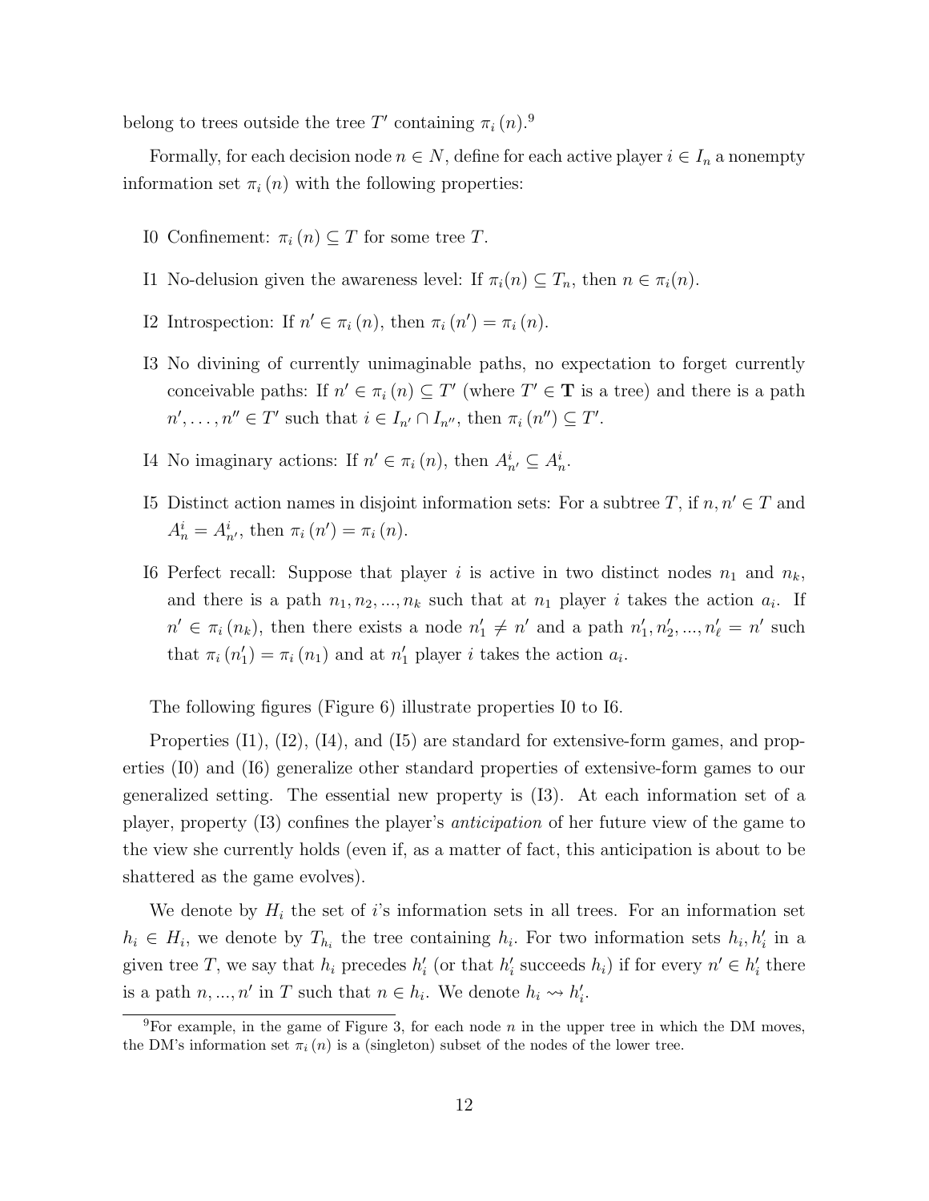belong to trees outside the tree $T'$ containing $\pi_i(n)$.[9]

Formally, for each decision node $n \in N$, define for each active player $i \in I_n$ a nonempty information set $\pi_i(n)$ with the following properties:

- I0 Confinement: $\pi_i(n) \subseteq T$ for some tree $T$.
- I1 No-delusion given the awareness level: If $\pi_i(n) \subseteq T_n$, then $n \in \pi_i(n)$.
- I2 Introspection: If $n' \in \pi_i(n)$, then $\pi_i(n') = \pi_i(n)$.
- I3 No divining of currently unimaginable paths, no expectation to forget currently conceivable paths: If $n' \in \pi_i(n) \subseteq T'$ (where $T' \in \mathbf{T}$ is a tree) and there is a path $n', \ldots, n'' \in T'$ such that $i \in I_{n'} \cap I_{n''}$, then $\pi_i(n'') \subseteq T'$.
- I4 No imaginary actions: If $n' \in \pi_i(n)$, then $A^i_{n'} \subseteq A^i_n$.
- I5 Distinct action names in disjoint information sets: For a subtree $T$, if $n, n' \in T$ and $A^i_n = A^i_{n'}$, then $\pi_i(n') = \pi_i(n)$.
- I6 Perfect recall: Suppose that player $i$ is active in two distinct nodes $n_1$ and $n_k$, and there is a path $n_1, n_2, ..., n_k$ such that at $n_1$ player $i$ takes the action $a_i$. If $n' \in \pi_i(n_k)$, then there exists a node $n'_1 \neq n'$ and a path $n'_1, n'_2, ..., n'_\ell = n'$ such that $\pi_i(n'_1) = \pi_i(n_1)$ and at $n'_1$ player $i$ takes the action $a_i$.

The following figures (Figure 6) illustrate properties I0 to I6.

Properties (I1), (I2), (I4), and (I5) are standard for extensive-form games, and properties (I0) and (I6) generalize other standard properties of extensive-form games to our generalized setting. The essential new property is (I3). At each information set of a player, property (I3) confines the player's *anticipation* of her future view of the game to the view she currently holds (even if, as a matter of fact, this anticipation is about to be shattered as the game evolves).

We denote by $H_i$ the set of $i$'s information sets in all trees. For an information set $h_i \in H_i$, we denote by $T_{h_i}$ the tree containing $h_i$. For two information sets $h_i, h'_i$ in a given tree $T$, we say that $h_i$ precedes $h'_i$ (or that $h'_i$ succeeds $h_i$) if for every $n' \in h'_i$ there is a path $n, ..., n'$ in $T$ such that $n \in h_i$. We denote $h_i \rightsquigarrow h'_i$.

[9] For example, in the game of Figure 3, for each node $n$ in the upper tree in which the DM moves, the DM's information set $\pi_i(n)$ is a (singleton) subset of the nodes of the lower tree.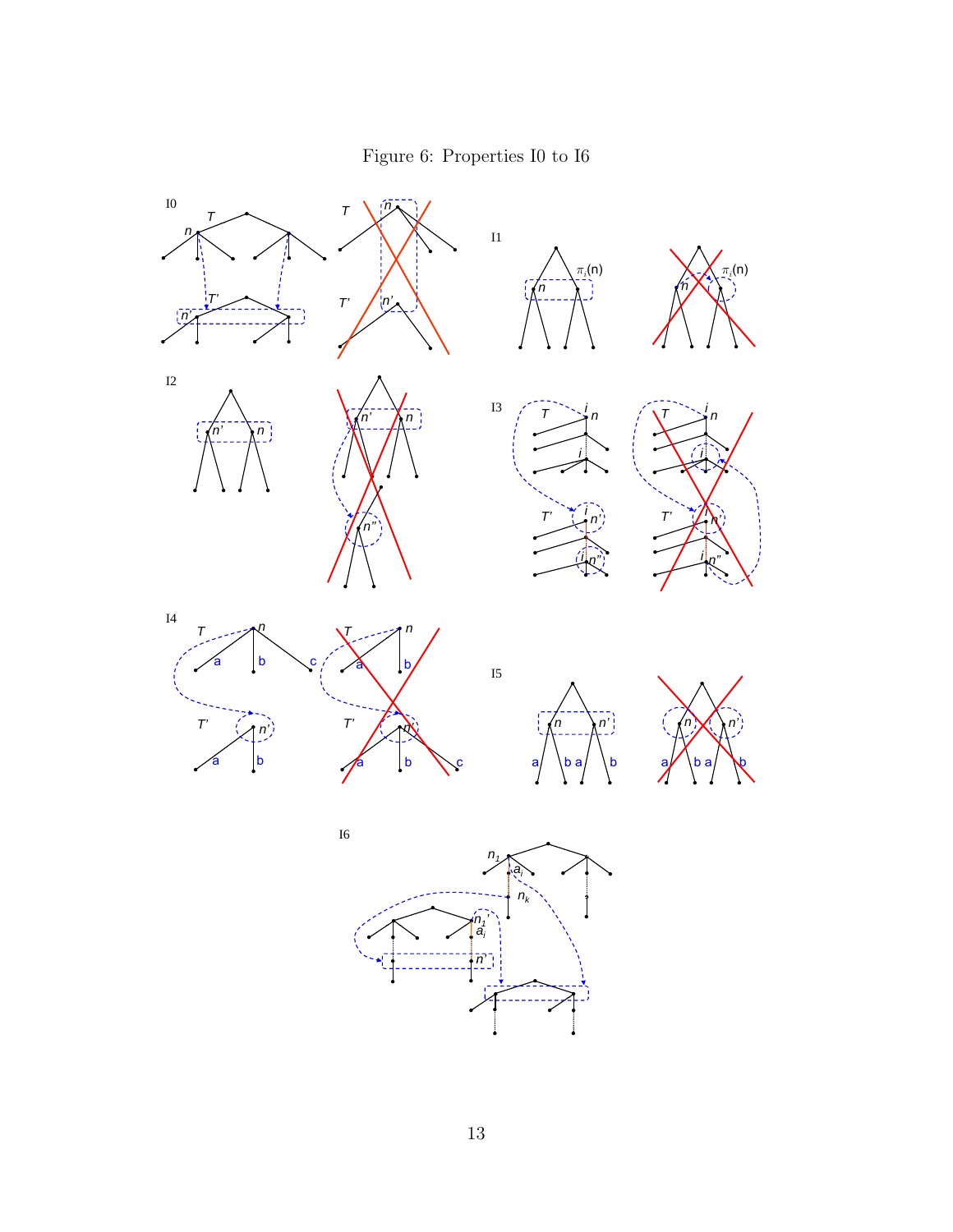Figure 6: Properties I0 to I6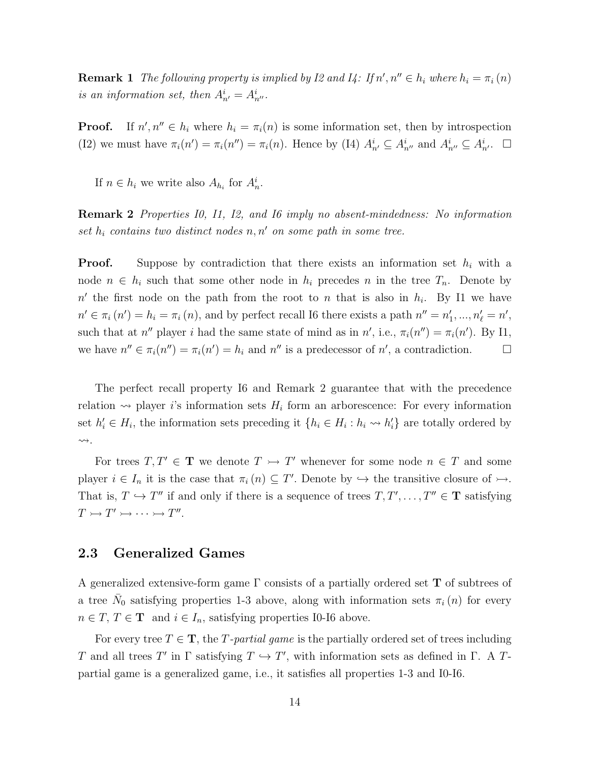**Remark 1** *The following property is implied by I2 and I4: If $n', n'' \in h_i$ where $h_i = \pi_i(n)$ is an information set, then $A^i_{n'} = A^i_{n''}$.*

**Proof.** If $n', n'' \in h_i$ where $h_i = \pi_i(n)$ is some information set, then by introspection (I2) we must have $\pi_i(n') = \pi_i(n'') = \pi_i(n)$. Hence by (I4) $A^i_{n'} \subseteq A^i_{n''}$ and $A^i_{n''} \subseteq A^i_{n'}$. $\square$

If $n \in h_i$ we write also $A_{h_i}$ for $A^i_n$.

**Remark 2** *Properties I0, I1, I2, and I6 imply no absent-mindedness: No information set $h_i$ contains two distinct nodes $n, n'$ on some path in some tree.*

**Proof.** Suppose by contradiction that there exists an information set $h_i$ with a node $n \in h_i$ such that some other node in $h_i$ precedes $n$ in the tree $T_n$. Denote by $n'$ the first node on the path from the root to $n$ that is also in $h_i$. By I1 we have $n' \in \pi_i(n') = h_i = \pi_i(n)$, and by perfect recall I6 there exists a path $n'' = n'_1, ..., n'_\ell = n'$, such that at $n''$ player $i$ had the same state of mind as in $n'$, i.e., $\pi_i(n'') = \pi_i(n')$. By I1, we have $n'' \in \pi_i(n'') = \pi_i(n') = h_i$ and $n''$ is a predecessor of $n'$, a contradiction. $\square$

The perfect recall property I6 and Remark 2 guarantee that with the precedence relation $\rightsquigarrow$ player $i$'s information sets $H_i$ form an arborescence: For every information set $h'_i \in H_i$, the information sets preceding it $\{h_i \in H_i : h_i \rightsquigarrow h'_i\}$ are totally ordered by $\rightsquigarrow$.

For trees $T, T' \in \mathbf{T}$ we denote $T \rightarrowtail T'$ whenever for some node $n \in T$ and some player $i \in I_n$ it is the case that $\pi_i(n) \subseteq T'$. Denote by $\hookrightarrow$ the transitive closure of $\rightarrowtail$. That is, $T \hookrightarrow T''$ if and only if there is a sequence of trees $T, T', \ldots, T'' \in \mathbf{T}$ satisfying $T \rightarrowtail T' \rightarrowtail \cdots \rightarrowtail T''$.

## 2.3 Generalized Games

A generalized extensive-form game $\Gamma$ consists of a partially ordered set $\mathbf{T}$ of subtrees of a tree $\bar{N}_0$ satisfying properties 1-3 above, along with information sets $\pi_i(n)$ for every $n \in T$, $T \in \mathbf{T}$ and $i \in I_n$, satisfying properties I0-I6 above.

For every tree $T \in \mathbf{T}$, the *$T$-partial game* is the partially ordered set of trees including $T$ and all trees $T'$ in $\Gamma$ satisfying $T \hookrightarrow T'$, with information sets as defined in $\Gamma$. A $T$-partial game is a generalized game, i.e., it satisfies all properties 1-3 and I0-I6.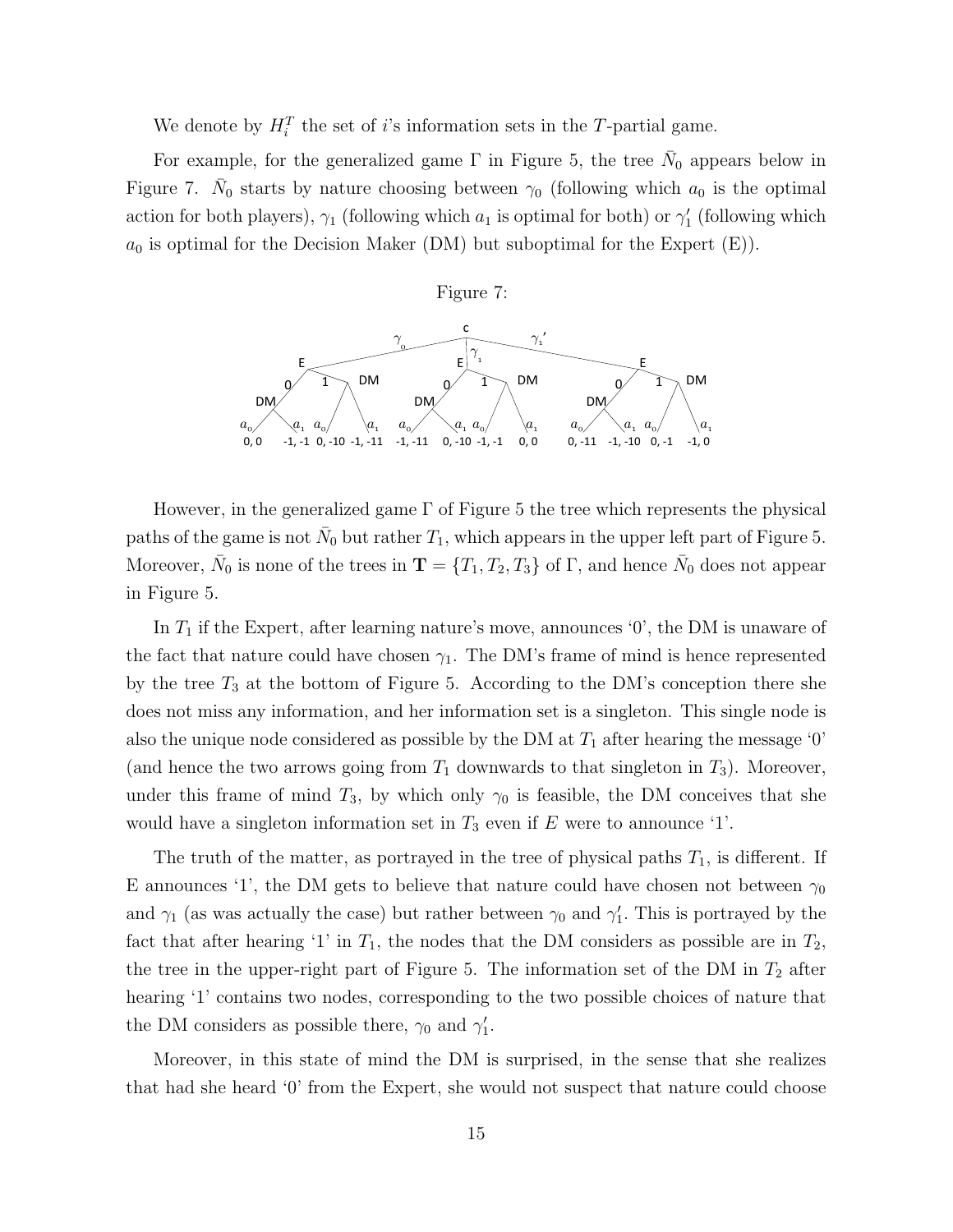We denote by $H_i^T$ the set of $i$'s information sets in the $T$-partial game.

For example, for the generalized game $\Gamma$ in Figure 5, the tree $\bar{N}_0$ appears below in Figure 7. $\bar{N}_0$ starts by nature choosing between $\gamma_0$ (following which $a_0$ is the optimal action for both players), $\gamma_1$ (following which $a_1$ is optimal for both) or $\gamma_1'$ (following which $a_0$ is optimal for the Decision Maker (DM) but suboptimal for the Expert (E)).

Figure 7:

However, in the generalized game $\Gamma$ of Figure 5 the tree which represents the physical paths of the game is not $\bar{N}_0$ but rather $T_1$, which appears in the upper left part of Figure 5. Moreover, $\bar{N}_0$ is none of the trees in $\mathbf{T} = \{T_1, T_2, T_3\}$ of $\Gamma$, and hence $\bar{N}_0$ does not appear in Figure 5.

In $T_1$ if the Expert, after learning nature's move, announces '0', the DM is unaware of the fact that nature could have chosen $\gamma_1$. The DM's frame of mind is hence represented by the tree $T_3$ at the bottom of Figure 5. According to the DM's conception there she does not miss any information, and her information set is a singleton. This single node is also the unique node considered as possible by the DM at $T_1$ after hearing the message '0' (and hence the two arrows going from $T_1$ downwards to that singleton in $T_3$). Moreover, under this frame of mind $T_3$, by which only $\gamma_0$ is feasible, the DM conceives that she would have a singleton information set in $T_3$ even if $E$ were to announce '1'.

The truth of the matter, as portrayed in the tree of physical paths $T_1$, is different. If E announces '1', the DM gets to believe that nature could have chosen not between $\gamma_0$ and $\gamma_1$ (as was actually the case) but rather between $\gamma_0$ and $\gamma_1'$. This is portrayed by the fact that after hearing '1' in $T_1$, the nodes that the DM considers as possible are in $T_2$, the tree in the upper-right part of Figure 5. The information set of the DM in $T_2$ after hearing '1' contains two nodes, corresponding to the two possible choices of nature that the DM considers as possible there, $\gamma_0$ and $\gamma_1'$.

Moreover, in this state of mind the DM is surprised, in the sense that she realizes that had she heard '0' from the Expert, she would not suspect that nature could choose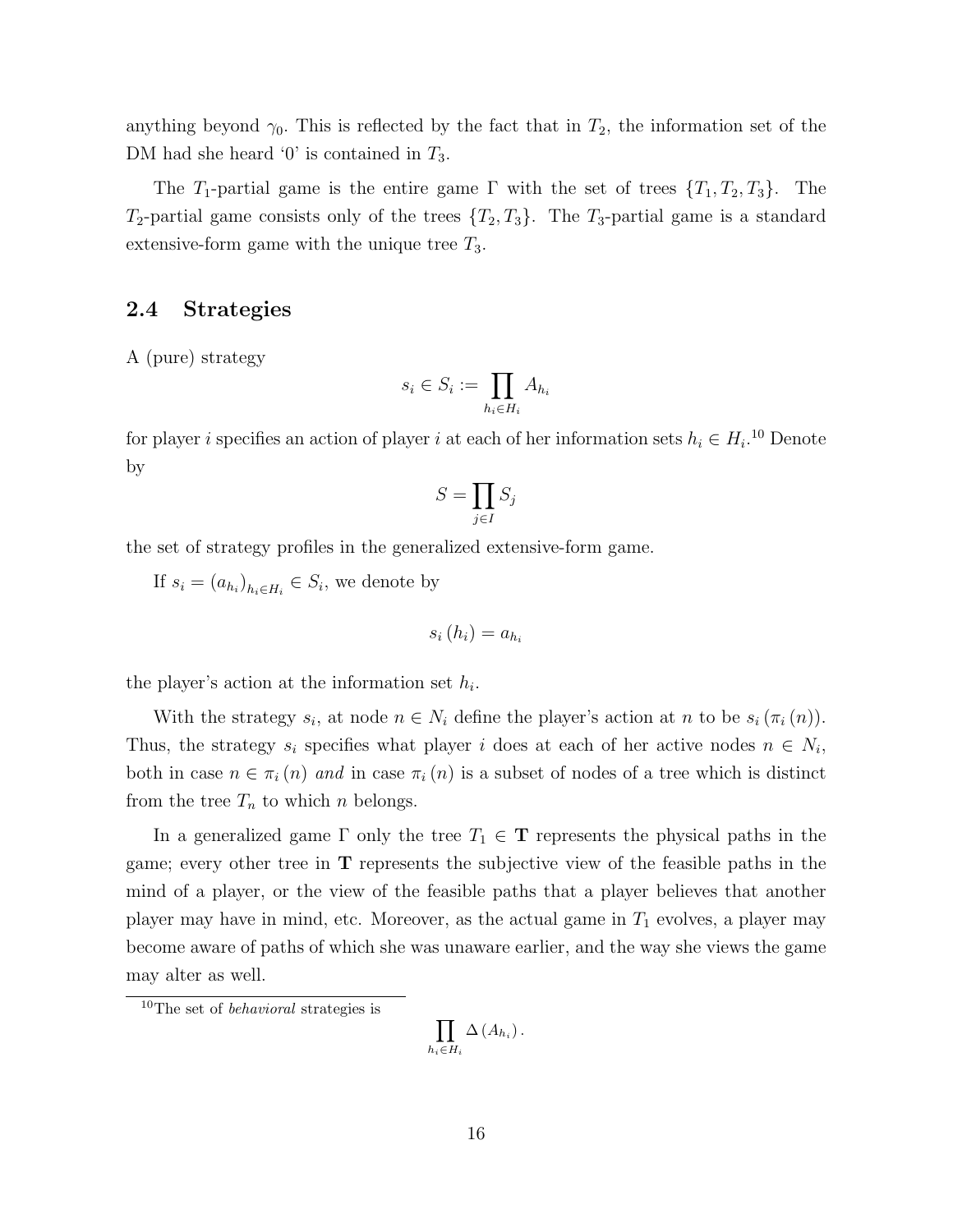anything beyond $\gamma_0$. This is reflected by the fact that in $T_2$, the information set of the DM had she heard '0' is contained in $T_3$.

The $T_1$-partial game is the entire game $\Gamma$ with the set of trees $\{T_1, T_2, T_3\}$. The $T_2$-partial game consists only of the trees $\{T_2, T_3\}$. The $T_3$-partial game is a standard extensive-form game with the unique tree $T_3$.

## 2.4 Strategies

A (pure) strategy

$$s_i \in S_i := \prod_{h_i \in H_i} A_{h_i}$$

for player $i$ specifies an action of player $i$ at each of her information sets $h_i \in H_i$.[10] Denote by

$$S = \prod_{j \in I} S_j$$

the set of strategy profiles in the generalized extensive-form game.

If $s_i = (a_{h_i})_{h_i \in H_i} \in S_i$, we denote by

$$s_i(h_i) = a_{h_i}$$

the player's action at the information set $h_i$.

With the strategy $s_i$, at node $n \in N_i$ define the player's action at $n$ to be $s_i(\pi_i(n))$. Thus, the strategy $s_i$ specifies what player $i$ does at each of her active nodes $n \in N_i$, both in case $n \in \pi_i(n)$ *and* in case $\pi_i(n)$ is a subset of nodes of a tree which is distinct from the tree $T_n$ to which $n$ belongs.

In a generalized game $\Gamma$ only the tree $T_1 \in \mathbf{T}$ represents the physical paths in the game; every other tree in $\mathbf{T}$ represents the subjective view of the feasible paths in the mind of a player, or the view of the feasible paths that a player believes that another player may have in mind, etc. Moreover, as the actual game in $T_1$ evolves, a player may become aware of paths of which she was unaware earlier, and the way she views the game may alter as well.

[10] The set of *behavioral* strategies is

$$\prod_{h_i \in H_i} \Delta(A_{h_i}).$$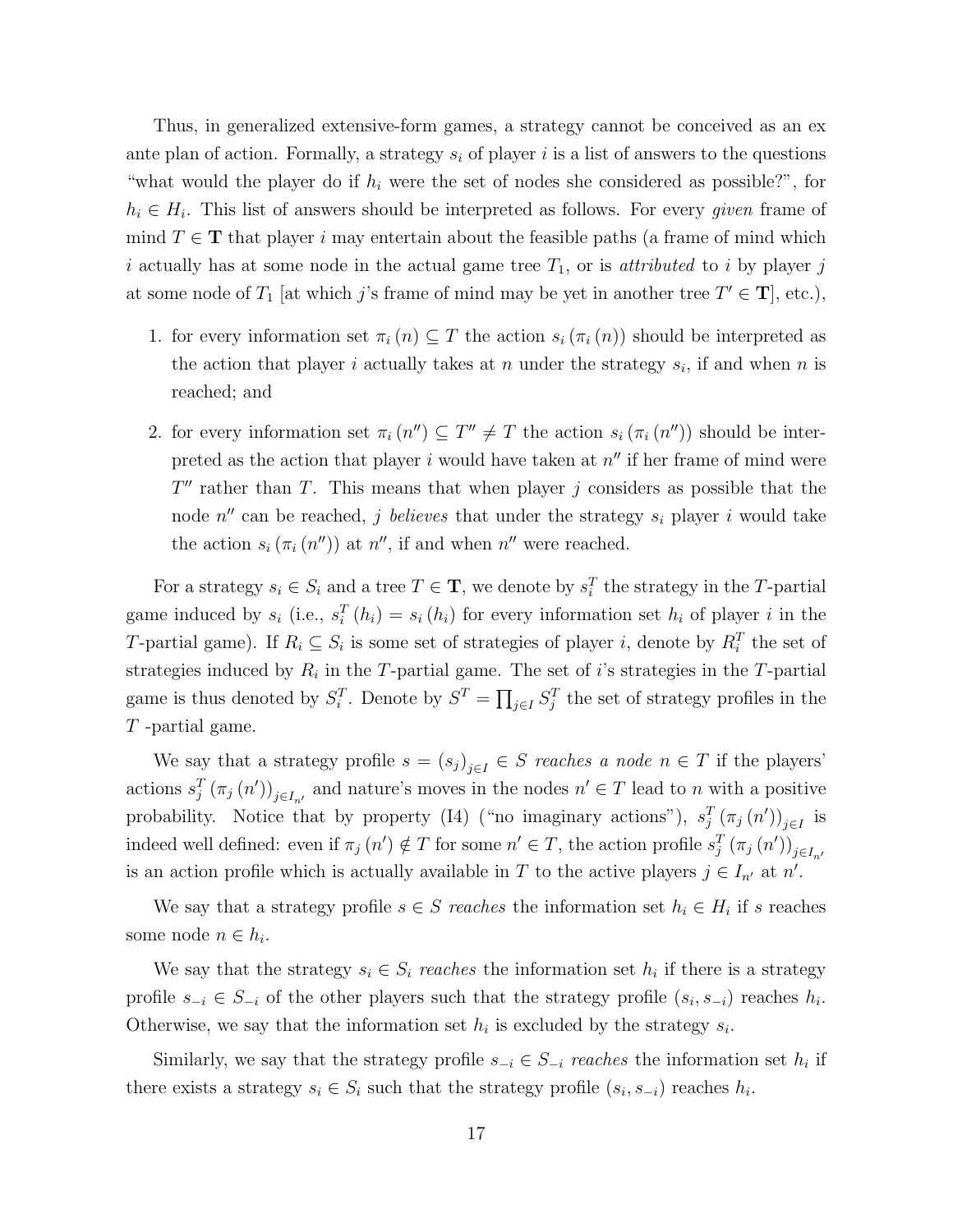Thus, in generalized extensive-form games, a strategy cannot be conceived as an ex ante plan of action. Formally, a strategy $s_i$ of player $i$ is a list of answers to the questions "what would the player do if $h_i$ were the set of nodes she considered as possible?", for $h_i \in H_i$. This list of answers should be interpreted as follows. For every *given* frame of mind $T \in \mathbf{T}$ that player $i$ may entertain about the feasible paths (a frame of mind which $i$ actually has at some node in the actual game tree $T_1$, or is *attributed* to $i$ by player $j$ at some node of $T_1$ [at which $j$'s frame of mind may be yet in another tree $T' \in \mathbf{T}$], etc.),

1. for every information set $\pi_i(n) \subseteq T$ the action $s_i(\pi_i(n))$ should be interpreted as the action that player $i$ actually takes at $n$ under the strategy $s_i$, if and when $n$ is reached; and
2. for every information set $\pi_i(n'') \subseteq T'' \neq T$ the action $s_i(\pi_i(n''))$ should be interpreted as the action that player $i$ would have taken at $n''$ if her frame of mind were $T''$ rather than $T$. This means that when player $j$ considers as possible that the node $n''$ can be reached, $j$ *believes* that under the strategy $s_i$ player $i$ would take the action $s_i(\pi_i(n''))$ at $n''$, if and when $n''$ were reached.

For a strategy $s_i \in S_i$ and a tree $T \in \mathbf{T}$, we denote by $s_i^T$ the strategy in the $T$-partial game induced by $s_i$ (i.e., $s_i^T(h_i) = s_i(h_i)$ for every information set $h_i$ of player $i$ in the $T$-partial game). If $R_i \subseteq S_i$ is some set of strategies of player $i$, denote by $R_i^T$ the set of strategies induced by $R_i$ in the $T$-partial game. The set of $i$'s strategies in the $T$-partial game is thus denoted by $S_i^T$. Denote by $S^T = \prod_{j \in I} S_j^T$ the set of strategy profiles in the $T$ -partial game.

We say that a strategy profile $s = (s_j)_{j \in I} \in S$ *reaches a node* $n \in T$ if the players' actions $s_j^T(\pi_j(n'))_{j \in I_{n'}}$ and nature's moves in the nodes $n' \in T$ lead to $n$ with a positive probability. Notice that by property (I4) ("no imaginary actions"), $s_j^T(\pi_j(n'))_{j \in I}$ is indeed well defined: even if $\pi_j(n') \notin T$ for some $n' \in T$, the action profile $s_j^T(\pi_j(n'))_{j \in I_{n'}}$ is an action profile which is actually available in $T$ to the active players $j \in I_{n'}$ at $n'$.

We say that a strategy profile $s \in S$ *reaches* the information set $h_i \in H_i$ if $s$ reaches some node $n \in h_i$.

We say that the strategy $s_i \in S_i$ *reaches* the information set $h_i$ if there is a strategy profile $s_{-i} \in S_{-i}$ of the other players such that the strategy profile $(s_i, s_{-i})$ reaches $h_i$. Otherwise, we say that the information set $h_i$ is excluded by the strategy $s_i$.

Similarly, we say that the strategy profile $s_{-i} \in S_{-i}$ *reaches* the information set $h_i$ if there exists a strategy $s_i \in S_i$ such that the strategy profile $(s_i, s_{-i})$ reaches $h_i$.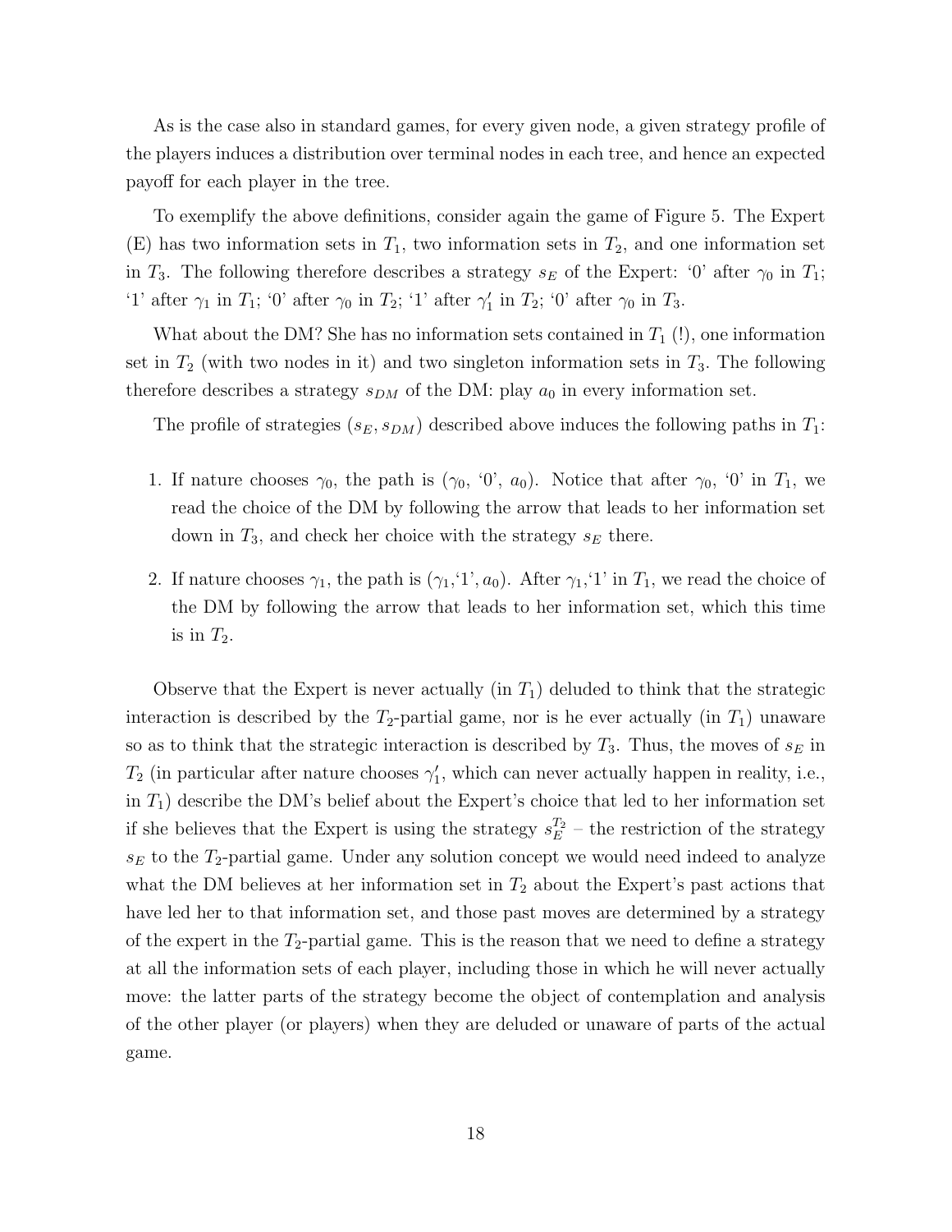As is the case also in standard games, for every given node, a given strategy profile of the players induces a distribution over terminal nodes in each tree, and hence an expected payoff for each player in the tree.

To exemplify the above definitions, consider again the game of Figure 5. The Expert (E) has two information sets in $T_1$, two information sets in $T_2$, and one information set in $T_3$. The following therefore describes a strategy $s_E$ of the Expert: '0' after $\gamma_0$ in $T_1$; '1' after $\gamma_1$ in $T_1$; '0' after $\gamma_0$ in $T_2$; '1' after $\gamma_1'$ in $T_2$; '0' after $\gamma_0$ in $T_3$.

What about the DM? She has no information sets contained in $T_1$ (!), one information set in $T_2$ (with two nodes in it) and two singleton information sets in $T_3$. The following therefore describes a strategy $s_{DM}$ of the DM: play $a_0$ in every information set.

The profile of strategies $(s_E, s_{DM})$ described above induces the following paths in $T_1$:

1. If nature chooses $\gamma_0$, the path is ($\gamma_0$, '0', $a_0$). Notice that after $\gamma_0$, '0' in $T_1$, we read the choice of the DM by following the arrow that leads to her information set down in $T_3$, and check her choice with the strategy $s_E$ there.
2. If nature chooses $\gamma_1$, the path is ($\gamma_1$,'1', $a_0$). After $\gamma_1$,'1' in $T_1$, we read the choice of the DM by following the arrow that leads to her information set, which this time is in $T_2$.

Observe that the Expert is never actually (in $T_1$) deluded to think that the strategic interaction is described by the $T_2$-partial game, nor is he ever actually (in $T_1$) unaware so as to think that the strategic interaction is described by $T_3$. Thus, the moves of $s_E$ in $T_2$ (in particular after nature chooses $\gamma_1'$, which can never actually happen in reality, i.e., in $T_1$) describe the DM's belief about the Expert's choice that led to her information set if she believes that the Expert is using the strategy $s_E^{T_2}$ – the restriction of the strategy $s_E$ to the $T_2$-partial game. Under any solution concept we would need indeed to analyze what the DM believes at her information set in $T_2$ about the Expert's past actions that have led her to that information set, and those past moves are determined by a strategy of the expert in the $T_2$-partial game. This is the reason that we need to define a strategy at all the information sets of each player, including those in which he will never actually move: the latter parts of the strategy become the object of contemplation and analysis of the other player (or players) when they are deluded or unaware of parts of the actual game.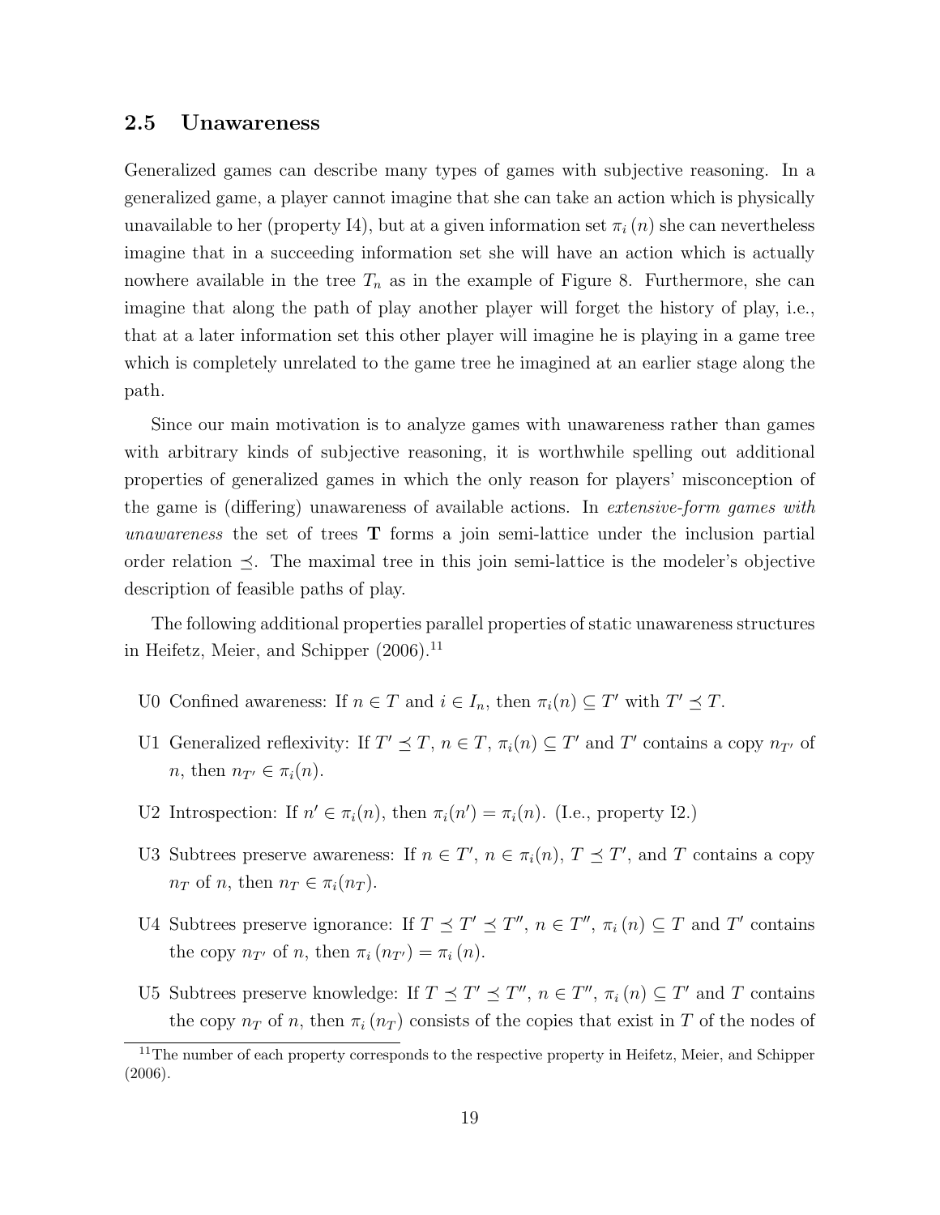## 2.5 Unawareness

Generalized games can describe many types of games with subjective reasoning. In a generalized game, a player cannot imagine that she can take an action which is physically unavailable to her (property I4), but at a given information set $\pi_i(n)$ she can nevertheless imagine that in a succeeding information set she will have an action which is actually nowhere available in the tree $T_n$ as in the example of Figure 8. Furthermore, she can imagine that along the path of play another player will forget the history of play, i.e., that at a later information set this other player will imagine he is playing in a game tree which is completely unrelated to the game tree he imagined at an earlier stage along the path.

Since our main motivation is to analyze games with unawareness rather than games with arbitrary kinds of subjective reasoning, it is worthwhile spelling out additional properties of generalized games in which the only reason for players' misconception of the game is (differing) unawareness of available actions. In *extensive-form games with unawareness* the set of trees $\mathbf{T}$ forms a join semi-lattice under the inclusion partial order relation $\preceq$. The maximal tree in this join semi-lattice is the modeler's objective description of feasible paths of play.

The following additional properties parallel properties of static unawareness structures in Heifetz, Meier, and Schipper (2006).[11]

- U0 Confined awareness: If $n \in T$ and $i \in I_n$, then $\pi_i(n) \subseteq T'$ with $T' \preceq T$.
- U1 Generalized reflexivity: If $T' \preceq T$, $n \in T$, $\pi_i(n) \subseteq T'$ and $T'$ contains a copy $n_{T'}$ of $n$, then $n_{T'} \in \pi_i(n)$.
- U2 Introspection: If $n' \in \pi_i(n)$, then $\pi_i(n') = \pi_i(n)$. (I.e., property I2.)
- U3 Subtrees preserve awareness: If $n \in T'$, $n \in \pi_i(n)$, $T \preceq T'$, and $T$ contains a copy $n_T$ of $n$, then $n_T \in \pi_i(n_T)$.
- U4 Subtrees preserve ignorance: If $T \preceq T' \preceq T''$, $n \in T''$, $\pi_i(n) \subseteq T$ and $T'$ contains the copy $n_{T'}$ of $n$, then $\pi_i(n_{T'}) = \pi_i(n)$.
- U5 Subtrees preserve knowledge: If $T \preceq T' \preceq T''$, $n \in T''$, $\pi_i(n) \subseteq T'$ and $T$ contains the copy $n_T$ of $n$, then $\pi_i(n_T)$ consists of the copies that exist in $T$ of the nodes of

[11] The number of each property corresponds to the respective property in Heifetz, Meier, and Schipper (2006).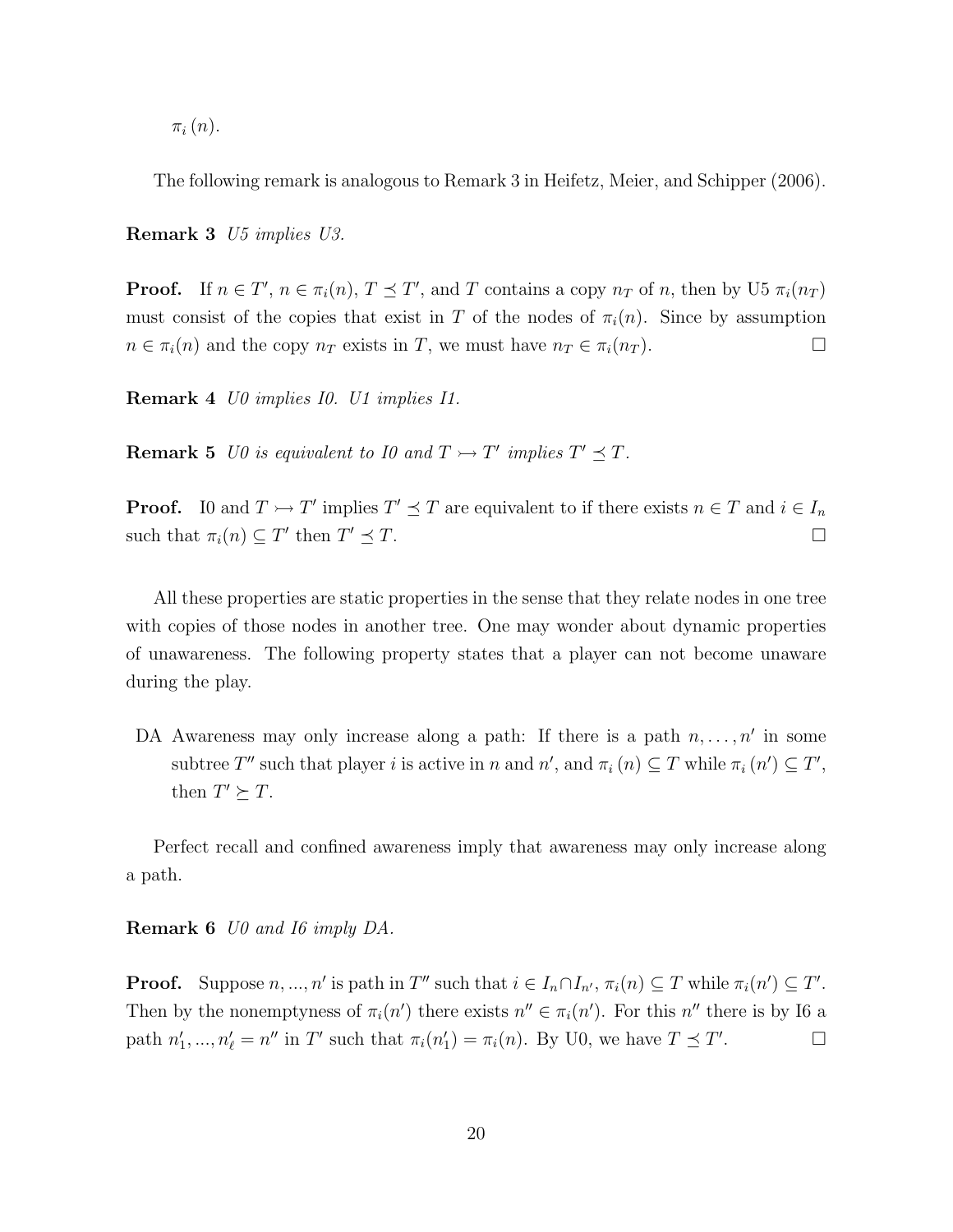$\pi_i(n)$.

The following remark is analogous to Remark 3 in Heifetz, Meier, and Schipper (2006).

**Remark 3** *U5 implies U3.*

**Proof.** If $n \in T'$, $n \in \pi_i(n)$, $T \preceq T'$, and $T$ contains a copy $n_T$ of $n$, then by U5 $\pi_i(n_T)$ must consist of the copies that exist in $T$ of the nodes of $\pi_i(n)$. Since by assumption $n \in \pi_i(n)$ and the copy $n_T$ exists in $T$, we must have $n_T \in \pi_i(n_T)$. □

**Remark 4** *U0 implies I0. U1 implies I1.*

**Remark 5** *U0 is equivalent to I0 and $T \rightarrowtail T'$ implies $T' \preceq T$.*

**Proof.** I0 and $T \rightarrowtail T'$ implies $T' \preceq T$ are equivalent to if there exists $n \in T$ and $i \in I_n$ such that $\pi_i(n) \subseteq T'$ then $T' \preceq T$. □

All these properties are static properties in the sense that they relate nodes in one tree with copies of those nodes in another tree. One may wonder about dynamic properties of unawareness. The following property states that a player can not become unaware during the play.

- DA Awareness may only increase along a path: If there is a path $n, \ldots, n'$ in some subtree $T''$ such that player $i$ is active in $n$ and $n'$, and $\pi_i(n) \subseteq T$ while $\pi_i(n') \subseteq T'$, then $T' \succeq T$.

Perfect recall and confined awareness imply that awareness may only increase along a path.

**Remark 6** *U0 and I6 imply DA.*

**Proof.** Suppose $n, ..., n'$ is path in $T''$ such that $i \in I_n \cap I_{n'}$, $\pi_i(n) \subseteq T$ while $\pi_i(n') \subseteq T'$. Then by the nonemptyness of $\pi_i(n')$ there exists $n'' \in \pi_i(n')$. For this $n''$ there is by I6 a path $n'_1, ..., n'_\ell = n''$ in $T'$ such that $\pi_i(n'_1) = \pi_i(n)$. By U0, we have $T \preceq T'$. □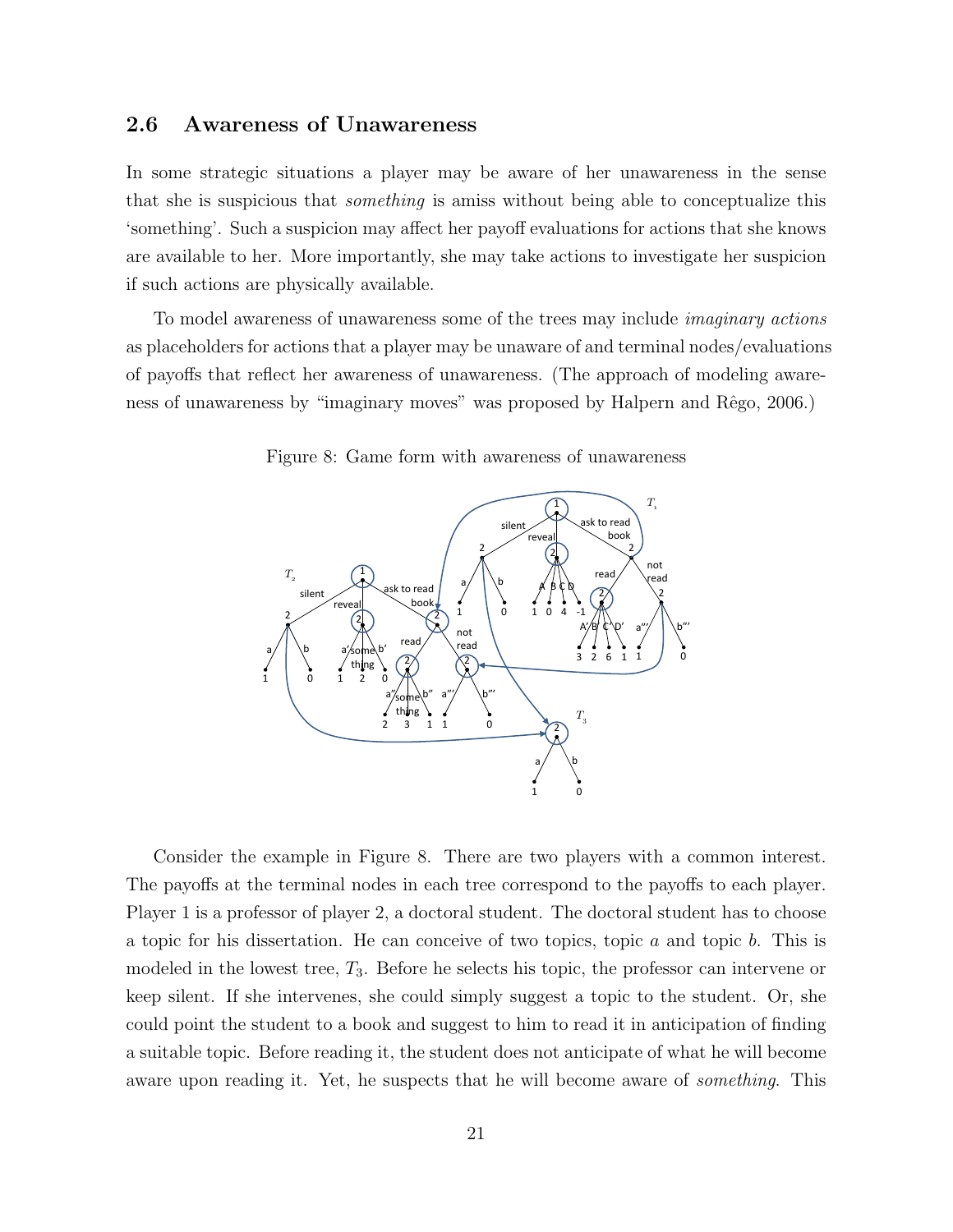## 2.6 Awareness of Unawareness

In some strategic situations a player may be aware of her unawareness in the sense that she is suspicious that *something* is amiss without being able to conceptualize this 'something'. Such a suspicion may affect her payoff evaluations for actions that she knows are available to her. More importantly, she may take actions to investigate her suspicion if such actions are physically available.

To model awareness of unawareness some of the trees may include *imaginary actions* as placeholders for actions that a player may be unaware of and terminal nodes/evaluations of payoffs that reflect her awareness of unawareness. (The approach of modeling awareness of unawareness by "imaginary moves" was proposed by Halpern and Rêgo, 2006.)

Figure 8: Game form with awareness of unawareness

Consider the example in Figure 8. There are two players with a common interest. The payoffs at the terminal nodes in each tree correspond to the payoffs to each player. Player 1 is a professor of player 2, a doctoral student. The doctoral student has to choose a topic for his dissertation. He can conceive of two topics, topic $a$ and topic $b$. This is modeled in the lowest tree, $T_3$. Before he selects his topic, the professor can intervene or keep silent. If she intervenes, she could simply suggest a topic to the student. Or, she could point the student to a book and suggest to him to read it in anticipation of finding a suitable topic. Before reading it, the student does not anticipate of what he will become aware upon reading it. Yet, he suspects that he will become aware of *something*. This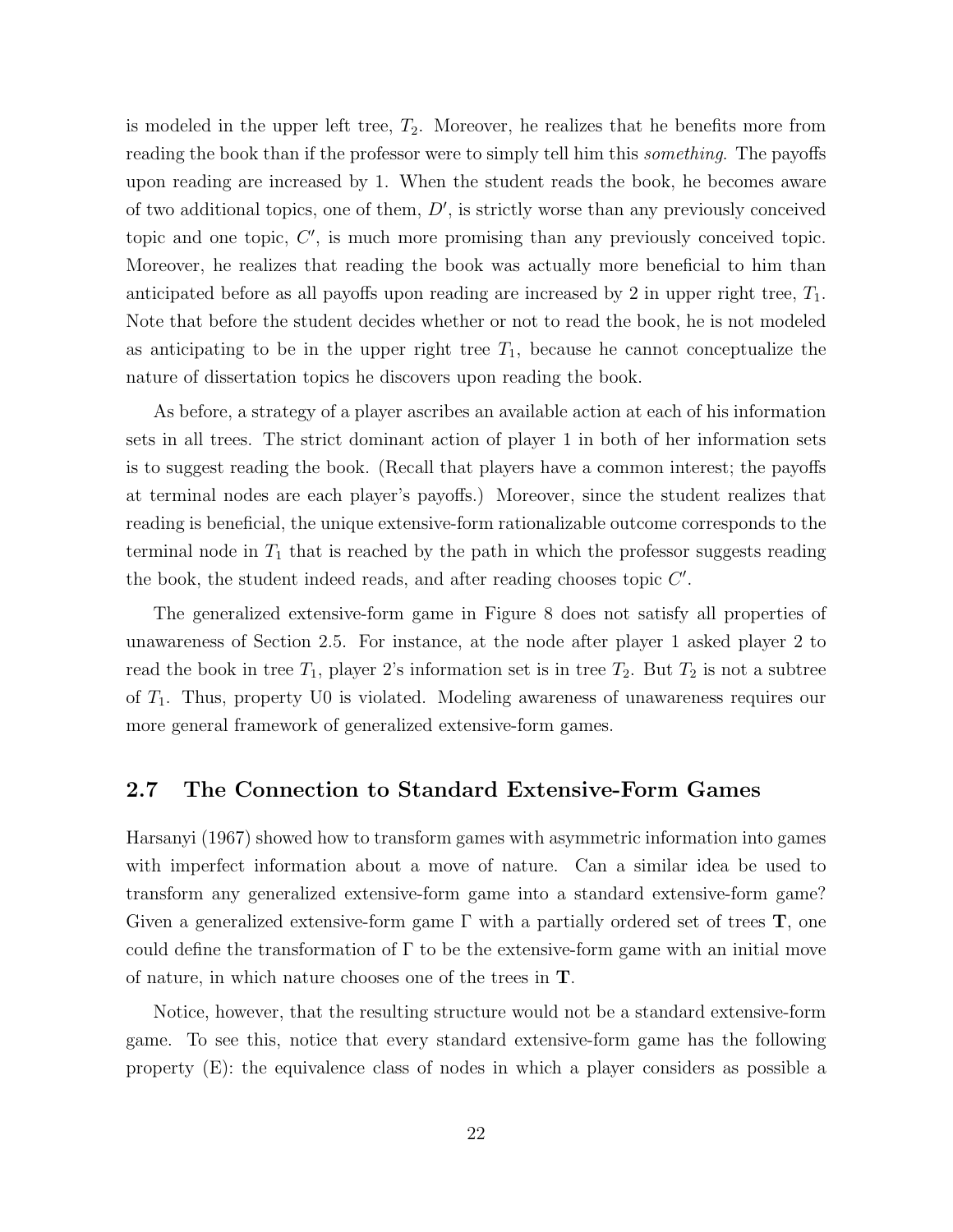is modeled in the upper left tree, $T_2$. Moreover, he realizes that he benefits more from reading the book than if the professor were to simply tell him this *something*. The payoffs upon reading are increased by 1. When the student reads the book, he becomes aware of two additional topics, one of them, $D'$, is strictly worse than any previously conceived topic and one topic, $C'$, is much more promising than any previously conceived topic. Moreover, he realizes that reading the book was actually more beneficial to him than anticipated before as all payoffs upon reading are increased by 2 in upper right tree, $T_1$. Note that before the student decides whether or not to read the book, he is not modeled as anticipating to be in the upper right tree $T_1$, because he cannot conceptualize the nature of dissertation topics he discovers upon reading the book.

As before, a strategy of a player ascribes an available action at each of his information sets in all trees. The strict dominant action of player 1 in both of her information sets is to suggest reading the book. (Recall that players have a common interest; the payoffs at terminal nodes are each player's payoffs.) Moreover, since the student realizes that reading is beneficial, the unique extensive-form rationalizable outcome corresponds to the terminal node in $T_1$ that is reached by the path in which the professor suggests reading the book, the student indeed reads, and after reading chooses topic $C'$.

The generalized extensive-form game in Figure 8 does not satisfy all properties of unawareness of Section 2.5. For instance, at the node after player 1 asked player 2 to read the book in tree $T_1$, player 2's information set is in tree $T_2$. But $T_2$ is not a subtree of $T_1$. Thus, property U0 is violated. Modeling awareness of unawareness requires our more general framework of generalized extensive-form games.

## 2.7 The Connection to Standard Extensive-Form Games

Harsanyi (1967) showed how to transform games with asymmetric information into games with imperfect information about a move of nature. Can a similar idea be used to transform any generalized extensive-form game into a standard extensive-form game? Given a generalized extensive-form game $\Gamma$ with a partially ordered set of trees $\mathbf{T}$, one could define the transformation of $\Gamma$ to be the extensive-form game with an initial move of nature, in which nature chooses one of the trees in $\mathbf{T}$.

Notice, however, that the resulting structure would not be a standard extensive-form game. To see this, notice that every standard extensive-form game has the following property (E): the equivalence class of nodes in which a player considers as possible a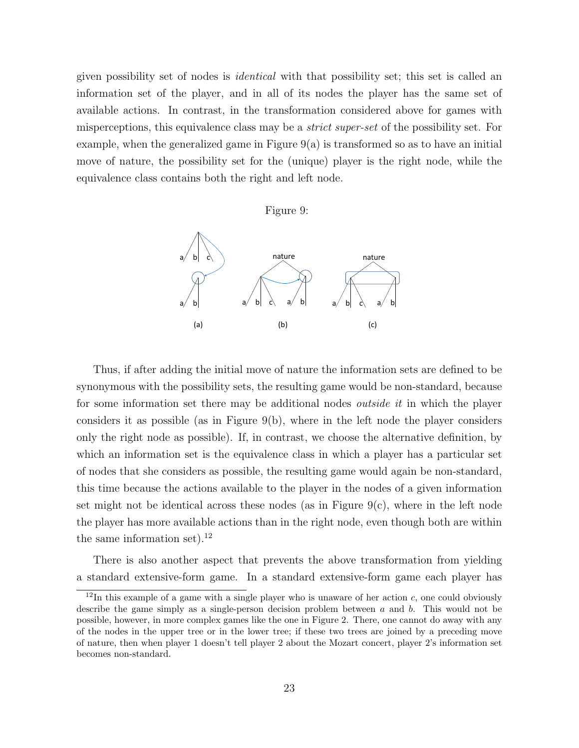given possibility set of nodes is *identical* with that possibility set; this set is called an information set of the player, and in all of its nodes the player has the same set of available actions. In contrast, in the transformation considered above for games with misperceptions, this equivalence class may be a *strict super-set* of the possibility set. For example, when the generalized game in Figure 9(a) is transformed so as to have an initial move of nature, the possibility set for the (unique) player is the right node, while the equivalence class contains both the right and left node.

Figure 9:

(a) (b) (c)

Thus, if after adding the initial move of nature the information sets are defined to be synonymous with the possibility sets, the resulting game would be non-standard, because for some information set there may be additional nodes *outside it* in which the player considers it as possible (as in Figure 9(b), where in the left node the player considers only the right node as possible). If, in contrast, we choose the alternative definition, by which an information set is the equivalence class in which a player has a particular set of nodes that she considers as possible, the resulting game would again be non-standard, this time because the actions available to the player in the nodes of a given information set might not be identical across these nodes (as in Figure 9(c), where in the left node the player has more available actions than in the right node, even though both are within the same information set).[12]

There is also another aspect that prevents the above transformation from yielding a standard extensive-form game. In a standard extensive-form game each player has

[12] In this example of a game with a single player who is unaware of her action $c$, one could obviously describe the game simply as a single-person decision problem between $a$ and $b$. This would not be possible, however, in more complex games like the one in Figure 2. There, one cannot do away with any of the nodes in the upper tree or in the lower tree; if these two trees are joined by a preceding move of nature, then when player 1 doesn't tell player 2 about the Mozart concert, player 2's information set becomes non-standard.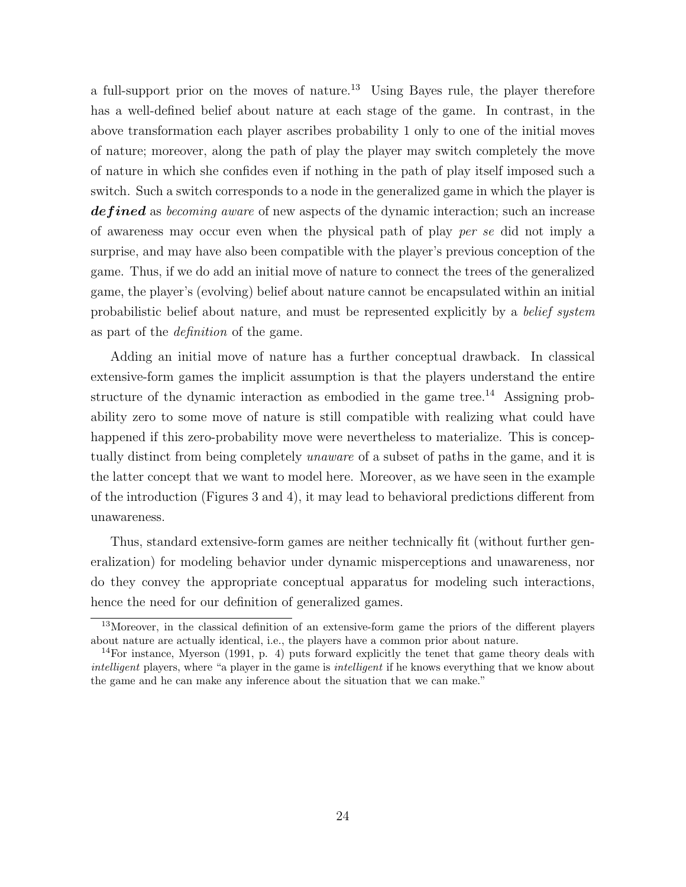a full-support prior on the moves of nature.[13] Using Bayes rule, the player therefore has a well-defined belief about nature at each stage of the game. In contrast, in the above transformation each player ascribes probability 1 only to one of the initial moves of nature; moreover, along the path of play the player may switch completely the move of nature in which she confides even if nothing in the path of play itself imposed such a switch. Such a switch corresponds to a node in the generalized game in which the player is ***defined*** as *becoming aware* of new aspects of the dynamic interaction; such an increase of awareness may occur even when the physical path of play *per se* did not imply a surprise, and may have also been compatible with the player's previous conception of the game. Thus, if we do add an initial move of nature to connect the trees of the generalized game, the player's (evolving) belief about nature cannot be encapsulated within an initial probabilistic belief about nature, and must be represented explicitly by a *belief system* as part of the *definition* of the game.

Adding an initial move of nature has a further conceptual drawback. In classical extensive-form games the implicit assumption is that the players understand the entire structure of the dynamic interaction as embodied in the game tree.[14] Assigning probability zero to some move of nature is still compatible with realizing what could have happened if this zero-probability move were nevertheless to materialize. This is conceptually distinct from being completely *unaware* of a subset of paths in the game, and it is the latter concept that we want to model here. Moreover, as we have seen in the example of the introduction (Figures 3 and 4), it may lead to behavioral predictions different from unawareness.

Thus, standard extensive-form games are neither technically fit (without further generalization) for modeling behavior under dynamic misperceptions and unawareness, nor do they convey the appropriate conceptual apparatus for modeling such interactions, hence the need for our definition of generalized games.

[13] Moreover, in the classical definition of an extensive-form game the priors of the different players about nature are actually identical, i.e., the players have a common prior about nature.

[14] For instance, Myerson (1991, p. 4) puts forward explicitly the tenet that game theory deals with *intelligent* players, where "a player in the game is *intelligent* if he knows everything that we know about the game and he can make any inference about the situation that we can make."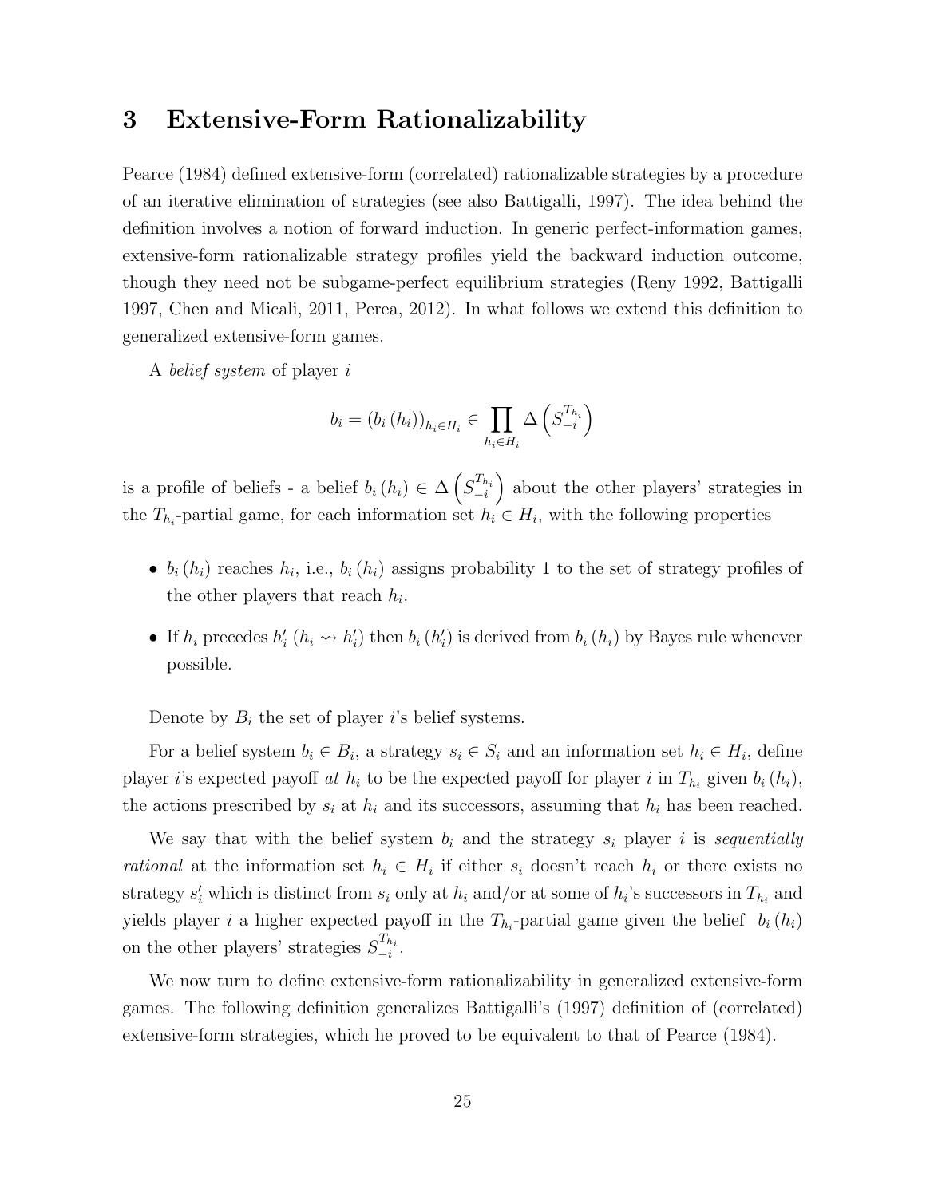# 3 Extensive-Form Rationalizability

Pearce (1984) defined extensive-form (correlated) rationalizable strategies by a procedure of an iterative elimination of strategies (see also Battigalli, 1997). The idea behind the definition involves a notion of forward induction. In generic perfect-information games, extensive-form rationalizable strategy profiles yield the backward induction outcome, though they need not be subgame-perfect equilibrium strategies (Reny 1992, Battigalli 1997, Chen and Micali, 2011, Perea, 2012). In what follows we extend this definition to generalized extensive-form games.

A *belief system* of player $i$

$$b_i = (b_i(h_i))_{h_i \in H_i} \in \prod_{h_i \in H_i} \Delta\left(S_{-i}^{T_{h_i}}\right)$$

is a profile of beliefs - a belief $b_i(h_i) \in \Delta\left(S_{-i}^{T_{h_i}}\right)$ about the other players' strategies in the $T_{h_i}$-partial game, for each information set $h_i \in H_i$, with the following properties

- $b_i(h_i)$ reaches $h_i$, i.e., $b_i(h_i)$ assigns probability 1 to the set of strategy profiles of the other players that reach $h_i$.
- If $h_i$ precedes $h_i'$ ($h_i \rightsquigarrow h_i'$) then $b_i(h_i')$ is derived from $b_i(h_i)$ by Bayes rule whenever possible.

Denote by $B_i$ the set of player $i$'s belief systems.

For a belief system $b_i \in B_i$, a strategy $s_i \in S_i$ and an information set $h_i \in H_i$, define player $i$'s expected payoff *at* $h_i$ to be the expected payoff for player $i$ in $T_{h_i}$ given $b_i(h_i)$, the actions prescribed by $s_i$ at $h_i$ and its successors, assuming that $h_i$ has been reached.

We say that with the belief system $b_i$ and the strategy $s_i$ player $i$ is *sequentially rational* at the information set $h_i \in H_i$ if either $s_i$ doesn't reach $h_i$ or there exists no strategy $s_i'$ which is distinct from $s_i$ only at $h_i$ and/or at some of $h_i$'s successors in $T_{h_i}$ and yields player $i$ a higher expected payoff in the $T_{h_i}$-partial game given the belief $b_i(h_i)$ on the other players' strategies $S_{-i}^{T_{h_i}}$.

We now turn to define extensive-form rationalizability in generalized extensive-form games. The following definition generalizes Battigalli's (1997) definition of (correlated) extensive-form strategies, which he proved to be equivalent to that of Pearce (1984).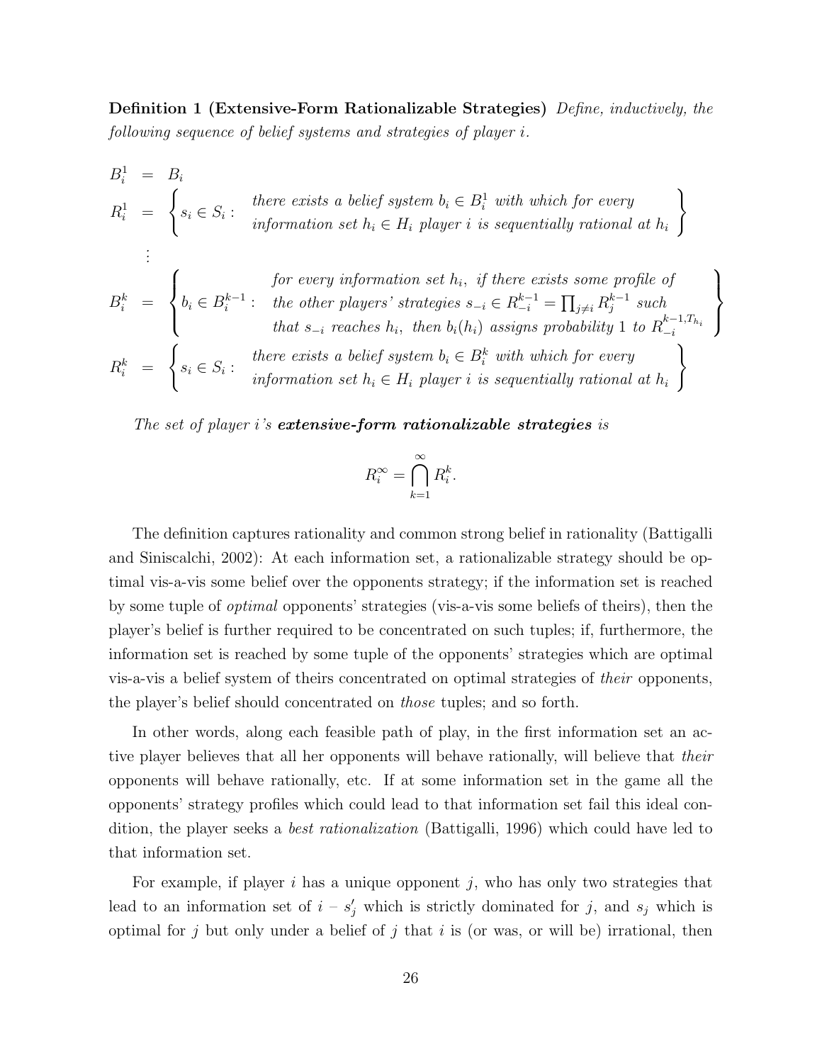**Definition 1 (Extensive-Form Rationalizable Strategies)** *Define, inductively, the following sequence of belief systems and strategies of player $i$.*

$$
\begin{aligned}
B_i^1 &= B_i \\
R_i^1 &= \left\{ s_i \in S_i : \begin{array}{l} \text{there exists a belief system } b_i \in B_i^1 \text{ with which for every} \\ \text{information set } h_i \in H_i \text{ player } i \text{ is sequentially rational at } h_i \end{array} \right\} \\
&\vdots \\
B_i^k &= \left\{ b_i \in B_i^{k-1} : \begin{array}{l} \text{for every information set } h_i, \text{ if there exists some profile of} \\ \text{the other players' strategies } s_{-i} \in R_{-i}^{k-1} = \prod_{j \neq i} R_j^{k-1} \text{ such} \\ \text{that } s_{-i} \text{ reaches } h_i, \text{ then } b_i(h_i) \text{ assigns probability 1 to } R_{-i}^{k-1,T_{h_i}} \end{array} \right\} \\
R_i^k &= \left\{ s_i \in S_i : \begin{array}{l} \text{there exists a belief system } b_i \in B_i^k \text{ with which for every} \\ \text{information set } h_i \in H_i \text{ player } i \text{ is sequentially rational at } h_i \end{array} \right\}
\end{aligned}
$$

*The set of player $i$'s **extensive-form rationalizable strategies** is*

$$
R_i^\infty = \bigcap_{k=1}^{\infty} R_i^k.
$$

The definition captures rationality and common strong belief in rationality (Battigalli and Siniscalchi, 2002): At each information set, a rationalizable strategy should be optimal vis-a-vis some belief over the opponents strategy; if the information set is reached by some tuple of *optimal* opponents' strategies (vis-a-vis some beliefs of theirs), then the player's belief is further required to be concentrated on such tuples; if, furthermore, the information set is reached by some tuple of the opponents' strategies which are optimal vis-a-vis a belief system of theirs concentrated on optimal strategies of *their* opponents, the player's belief should concentrated on *those* tuples; and so forth.

In other words, along each feasible path of play, in the first information set an active player believes that all her opponents will behave rationally, will believe that *their* opponents will behave rationally, etc. If at some information set in the game all the opponents' strategy profiles which could lead to that information set fail this ideal condition, the player seeks a *best rationalization* (Battigalli, 1996) which could have led to that information set.

For example, if player $i$ has a unique opponent $j$, who has only two strategies that lead to an information set of $i$ – $s_j'$ which is strictly dominated for $j$, and $s_j$ which is optimal for $j$ but only under a belief of $j$ that $i$ is (or was, or will be) irrational, then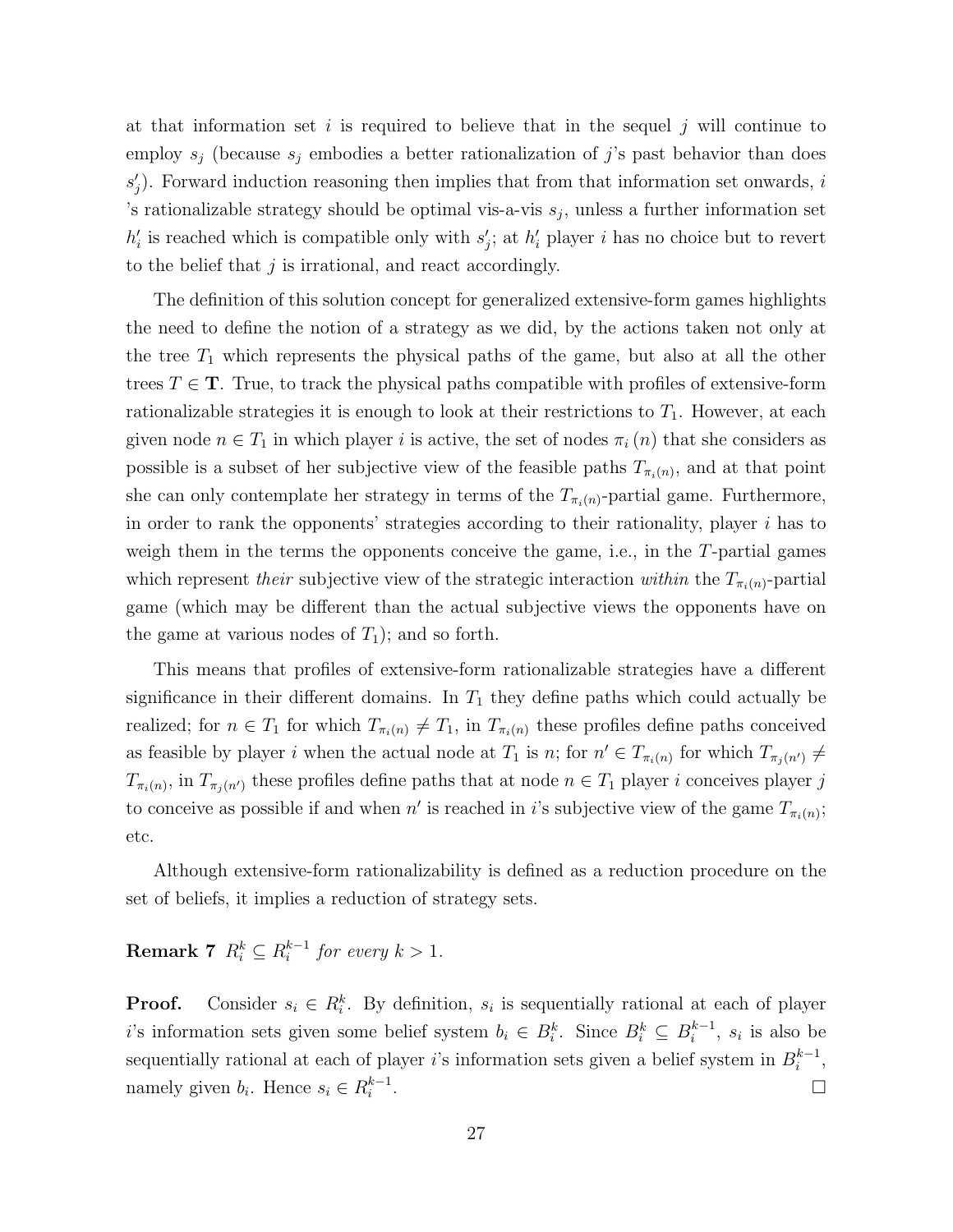at that information set $i$ is required to believe that in the sequel $j$ will continue to employ $s_j$ (because $s_j$ embodies a better rationalization of $j$'s past behavior than does $s'_j$). Forward induction reasoning then implies that from that information set onwards, $i$ 's rationalizable strategy should be optimal vis-a-vis $s_j$, unless a further information set $h'_i$ is reached which is compatible only with $s'_j$; at $h'_i$ player $i$ has no choice but to revert to the belief that $j$ is irrational, and react accordingly.

The definition of this solution concept for generalized extensive-form games highlights the need to define the notion of a strategy as we did, by the actions taken not only at the tree $T_1$ which represents the physical paths of the game, but also at all the other trees $T \in \mathbf{T}$. True, to track the physical paths compatible with profiles of extensive-form rationalizable strategies it is enough to look at their restrictions to $T_1$. However, at each given node $n \in T_1$ in which player $i$ is active, the set of nodes $\pi_i(n)$ that she considers as possible is a subset of her subjective view of the feasible paths $T_{\pi_i(n)}$, and at that point she can only contemplate her strategy in terms of the $T_{\pi_i(n)}$-partial game. Furthermore, in order to rank the opponents' strategies according to their rationality, player $i$ has to weigh them in the terms the opponents conceive the game, i.e., in the $T$-partial games which represent *their* subjective view of the strategic interaction *within* the $T_{\pi_i(n)}$-partial game (which may be different than the actual subjective views the opponents have on the game at various nodes of $T_1$); and so forth.

This means that profiles of extensive-form rationalizable strategies have a different significance in their different domains. In $T_1$ they define paths which could actually be realized; for $n \in T_1$ for which $T_{\pi_i(n)} \neq T_1$, in $T_{\pi_i(n)}$ these profiles define paths conceived as feasible by player $i$ when the actual node at $T_1$ is $n$; for $n' \in T_{\pi_i(n)}$ for which $T_{\pi_j(n')} \neq T_{\pi_i(n)}$, in $T_{\pi_j(n')}$ these profiles define paths that at node $n \in T_1$ player $i$ conceives player $j$ to conceive as possible if and when $n'$ is reached in $i$'s subjective view of the game $T_{\pi_i(n)}$; etc.

Although extensive-form rationalizability is defined as a reduction procedure on the set of beliefs, it implies a reduction of strategy sets.

**Remark 7** *$R_i^k \subseteq R_i^{k-1}$ for every $k > 1$.*

**Proof.** Consider $s_i \in R_i^k$. By definition, $s_i$ is sequentially rational at each of player $i$'s information sets given some belief system $b_i \in B_i^k$. Since $B_i^k \subseteq B_i^{k-1}$, $s_i$ is also be sequentially rational at each of player $i$'s information sets given a belief system in $B_i^{k-1}$, namely given $b_i$. Hence $s_i \in R_i^{k-1}$. $\square$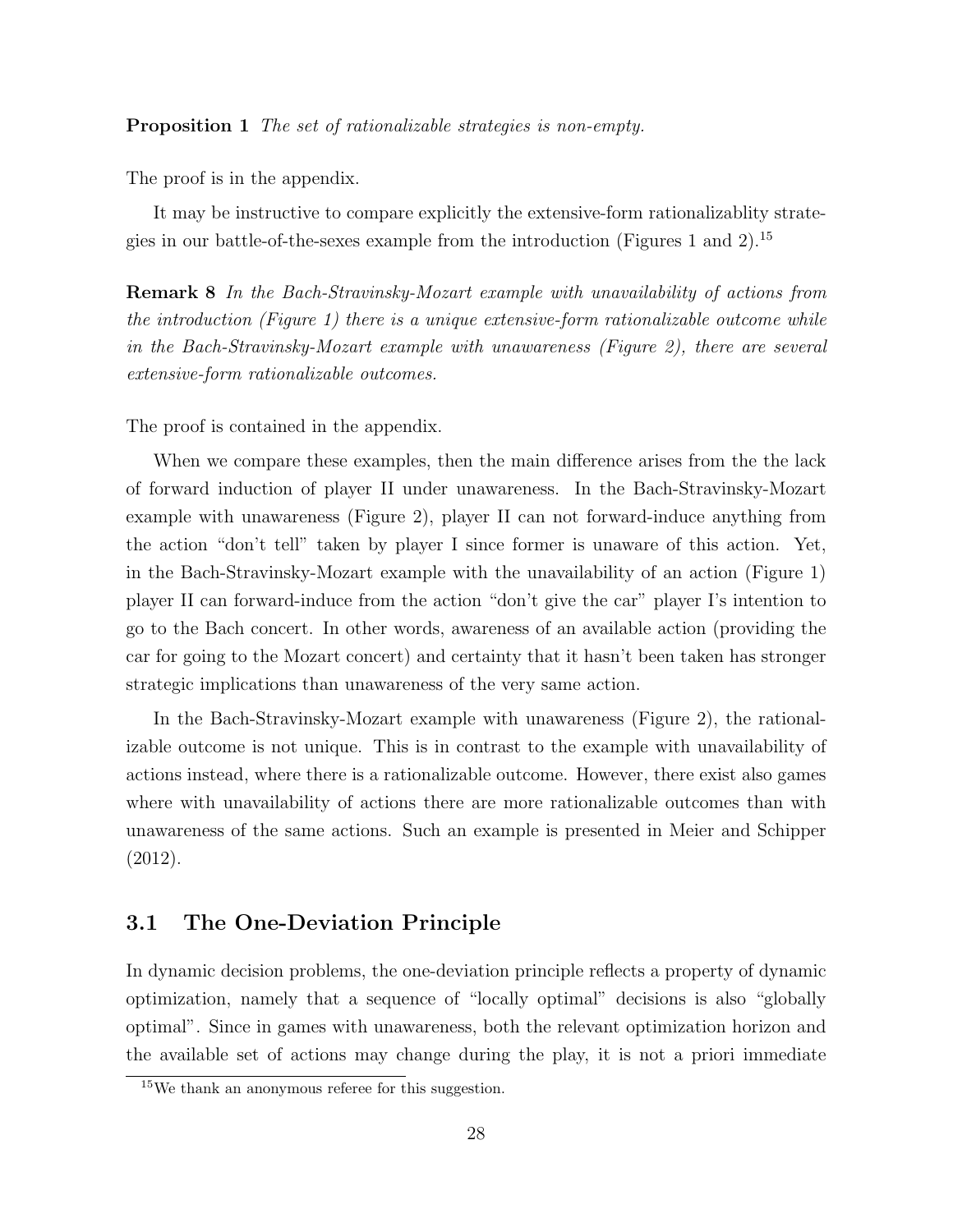**Proposition 1** *The set of rationalizable strategies is non-empty.*

The proof is in the appendix.

It may be instructive to compare explicitly the extensive-form rationalizablity strategies in our battle-of-the-sexes example from the introduction (Figures 1 and 2).[15]

**Remark 8** *In the Bach-Stravinsky-Mozart example with unavailability of actions from the introduction (Figure 1) there is a unique extensive-form rationalizable outcome while in the Bach-Stravinsky-Mozart example with unawareness (Figure 2), there are several extensive-form rationalizable outcomes.*

The proof is contained in the appendix.

When we compare these examples, then the main difference arises from the the lack of forward induction of player II under unawareness. In the Bach-Stravinsky-Mozart example with unawareness (Figure 2), player II can not forward-induce anything from the action "don't tell" taken by player I since former is unaware of this action. Yet, in the Bach-Stravinsky-Mozart example with the unavailability of an action (Figure 1) player II can forward-induce from the action "don't give the car" player I's intention to go to the Bach concert. In other words, awareness of an available action (providing the car for going to the Mozart concert) and certainty that it hasn't been taken has stronger strategic implications than unawareness of the very same action.

In the Bach-Stravinsky-Mozart example with unawareness (Figure 2), the rationalizable outcome is not unique. This is in contrast to the example with unavailability of actions instead, where there is a rationalizable outcome. However, there exist also games where with unavailability of actions there are more rationalizable outcomes than with unawareness of the same actions. Such an example is presented in Meier and Schipper (2012).

## 3.1 The One-Deviation Principle

In dynamic decision problems, the one-deviation principle reflects a property of dynamic optimization, namely that a sequence of "locally optimal" decisions is also "globally optimal". Since in games with unawareness, both the relevant optimization horizon and the available set of actions may change during the play, it is not a priori immediate

[15] We thank an anonymous referee for this suggestion.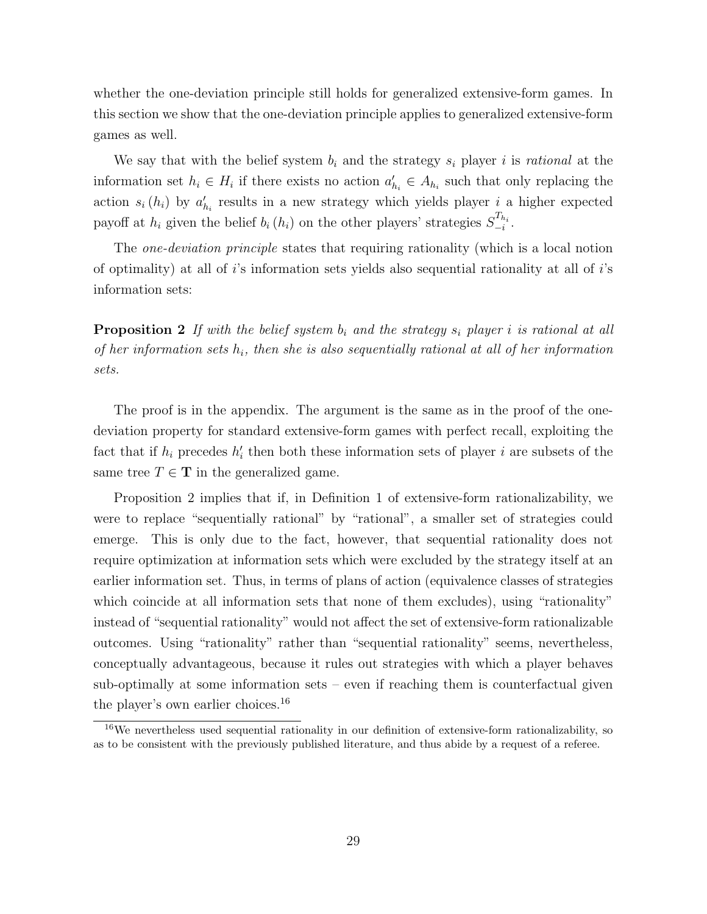whether the one-deviation principle still holds for generalized extensive-form games. In this section we show that the one-deviation principle applies to generalized extensive-form games as well.

We say that with the belief system $b_i$ and the strategy $s_i$ player $i$ is *rational* at the information set $h_i \in H_i$ if there exists no action $a'_{h_i} \in A_{h_i}$ such that only replacing the action $s_i(h_i)$ by $a'_{h_i}$ results in a new strategy which yields player $i$ a higher expected payoff at $h_i$ given the belief $b_i(h_i)$ on the other players' strategies $S_{-i}^{T_{h_i}}$.

The *one-deviation principle* states that requiring rationality (which is a local notion of optimality) at all of $i$'s information sets yields also sequential rationality at all of $i$'s information sets:

**Proposition 2** *If with the belief system $b_i$ and the strategy $s_i$ player $i$ is rational at all of her information sets $h_i$, then she is also sequentially rational at all of her information sets.*

The proof is in the appendix. The argument is the same as in the proof of the one-deviation property for standard extensive-form games with perfect recall, exploiting the fact that if $h_i$ precedes $h'_i$ then both these information sets of player $i$ are subsets of the same tree $T \in \mathbf{T}$ in the generalized game.

Proposition 2 implies that if, in Definition 1 of extensive-form rationalizability, we were to replace "sequentially rational" by "rational", a smaller set of strategies could emerge. This is only due to the fact, however, that sequential rationality does not require optimization at information sets which were excluded by the strategy itself at an earlier information set. Thus, in terms of plans of action (equivalence classes of strategies which coincide at all information sets that none of them excludes), using "rationality" instead of "sequential rationality" would not affect the set of extensive-form rationalizable outcomes. Using "rationality" rather than "sequential rationality" seems, nevertheless, conceptually advantageous, because it rules out strategies with which a player behaves sub-optimally at some information sets – even if reaching them is counterfactual given the player's own earlier choices.[16]

[16]We nevertheless used sequential rationality in our definition of extensive-form rationalizability, so as to be consistent with the previously published literature, and thus abide by a request of a referee.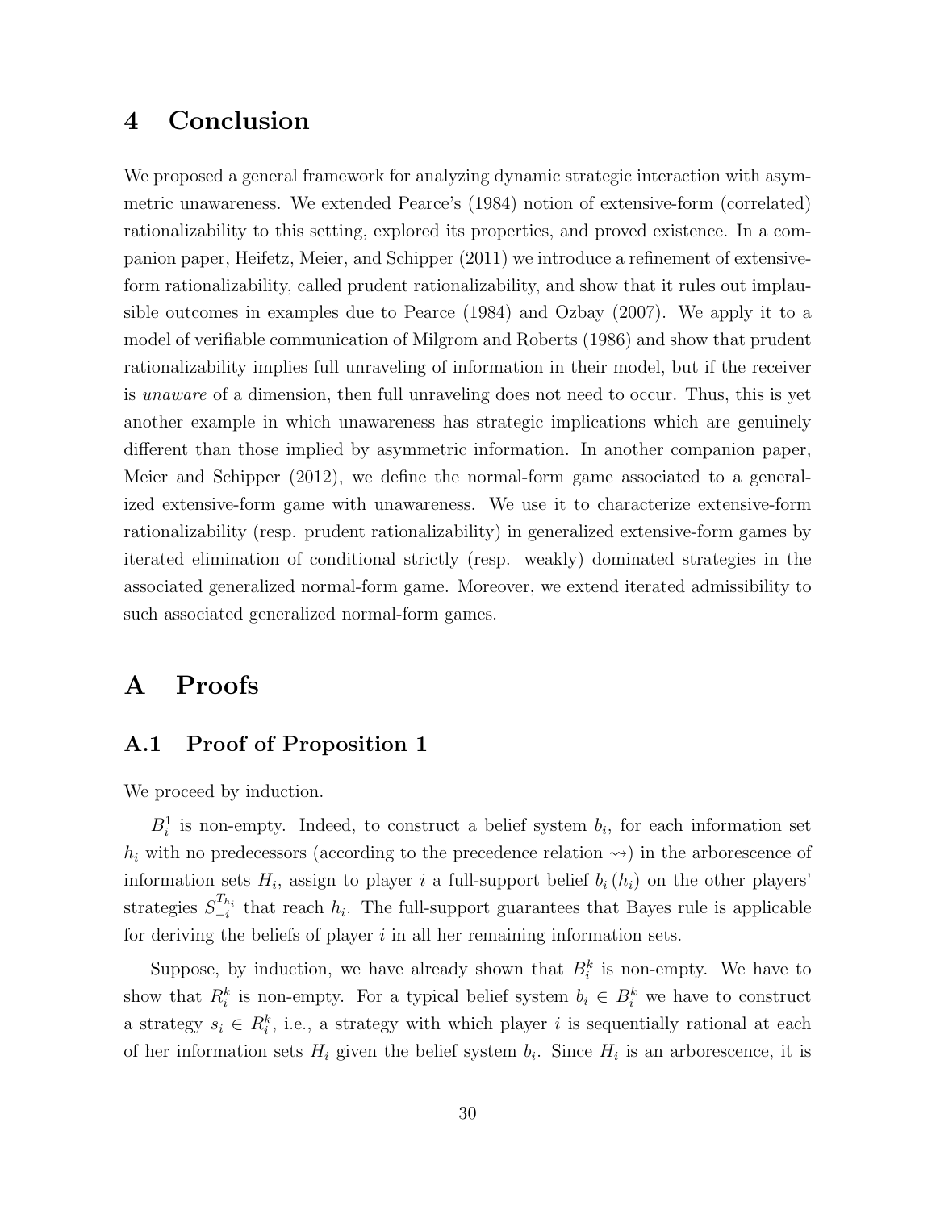# 4 Conclusion

We proposed a general framework for analyzing dynamic strategic interaction with asymmetric unawareness. We extended Pearce's (1984) notion of extensive-form (correlated) rationalizability to this setting, explored its properties, and proved existence. In a companion paper, Heifetz, Meier, and Schipper (2011) we introduce a refinement of extensive-form rationalizability, called prudent rationalizability, and show that it rules out implausible outcomes in examples due to Pearce (1984) and Ozbay (2007). We apply it to a model of verifiable communication of Milgrom and Roberts (1986) and show that prudent rationalizability implies full unraveling of information in their model, but if the receiver is *unaware* of a dimension, then full unraveling does not need to occur. Thus, this is yet another example in which unawareness has strategic implications which are genuinely different than those implied by asymmetric information. In another companion paper, Meier and Schipper (2012), we define the normal-form game associated to a generalized extensive-form game with unawareness. We use it to characterize extensive-form rationalizability (resp. prudent rationalizability) in generalized extensive-form games by iterated elimination of conditional strictly (resp. weakly) dominated strategies in the associated generalized normal-form game. Moreover, we extend iterated admissibility to such associated generalized normal-form games.

# A Proofs

## A.1 Proof of Proposition 1

We proceed by induction.

$B_i^1$ is non-empty. Indeed, to construct a belief system $b_i$, for each information set $h_i$ with no predecessors (according to the precedence relation $\rightsquigarrow$) in the arborescence of information sets $H_i$, assign to player $i$ a full-support belief $b_i(h_i)$ on the other players' strategies $S_{-i}^{T_{h_i}}$ that reach $h_i$. The full-support guarantees that Bayes rule is applicable for deriving the beliefs of player $i$ in all her remaining information sets.

Suppose, by induction, we have already shown that $B_i^k$ is non-empty. We have to show that $R_i^k$ is non-empty. For a typical belief system $b_i \in B_i^k$ we have to construct a strategy $s_i \in R_i^k$, i.e., a strategy with which player $i$ is sequentially rational at each of her information sets $H_i$ given the belief system $b_i$. Since $H_i$ is an arborescence, it is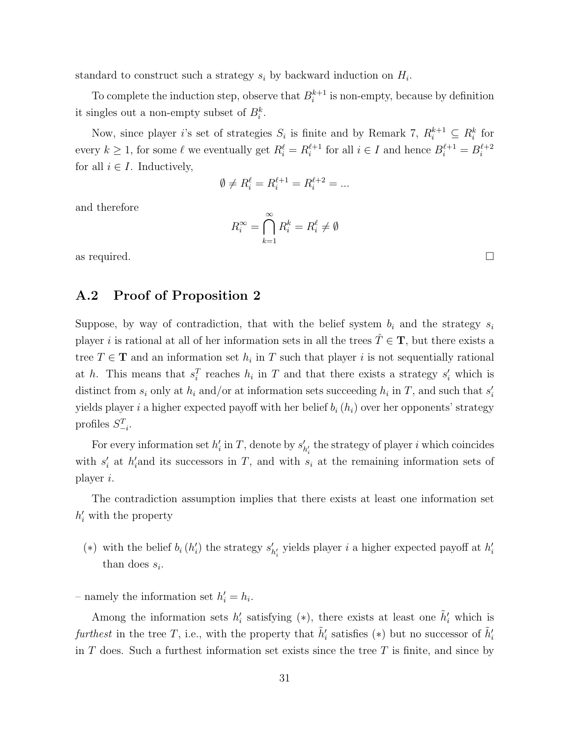standard to construct such a strategy $s_i$ by backward induction on $H_i$.

To complete the induction step, observe that $B_i^{k+1}$ is non-empty, because by definition it singles out a non-empty subset of $B_i^k$.

Now, since player $i$'s set of strategies $S_i$ is finite and by Remark 7, $R_i^{k+1} \subseteq R_i^k$ for every $k \geq 1$, for some $\ell$ we eventually get $R_i^\ell = R_i^{\ell+1}$ for all $i \in I$ and hence $B_i^{\ell+1} = B_i^{\ell+2}$ for all $i \in I$. Inductively,

$$\emptyset \neq R_i^\ell = R_i^{\ell+1} = R_i^{\ell+2} = ...$$

and therefore

$$R_i^\infty = \bigcap_{k=1}^{\infty} R_i^k = R_i^\ell \neq \emptyset$$

as required. □

## A.2 Proof of Proposition 2

Suppose, by way of contradiction, that with the belief system $b_i$ and the strategy $s_i$ player $i$ is rational at all of her information sets in all the trees $\hat{T} \in \mathbf{T}$, but there exists a tree $T \in \mathbf{T}$ and an information set $h_i$ in $T$ such that player $i$ is not sequentially rational at $h$. This means that $s_i^T$ reaches $h_i$ in $T$ and that there exists a strategy $s_i'$ which is distinct from $s_i$ only at $h_i$ and/or at information sets succeeding $h_i$ in $T$, and such that $s_i'$ yields player $i$ a higher expected payoff with her belief $b_i(h_i)$ over her opponents' strategy profiles $S_{-i}^T$.

For every information set $h_i'$ in $T$, denote by $s'_{h_i'}$ the strategy of player $i$ which coincides with $s_i'$ at $h_i'$and its successors in $T$, and with $s_i$ at the remaining information sets of player $i$.

The contradiction assumption implies that there exists at least one information set $h_i'$ with the property

(∗) with the belief $b_i(h_i')$ the strategy $s'_{h_i'}$ yields player $i$ a higher expected payoff at $h_i'$ than does $s_i$.

– namely the information set $h_i' = h_i$.

Among the information sets $h_i'$ satisfying (∗), there exists at least one $\tilde{h}_i'$ which is *furthest* in the tree $T$, i.e., with the property that $\tilde{h}_i'$ satisfies (∗) but no successor of $\tilde{h}_i'$ in $T$ does. Such a furthest information set exists since the tree $T$ is finite, and since by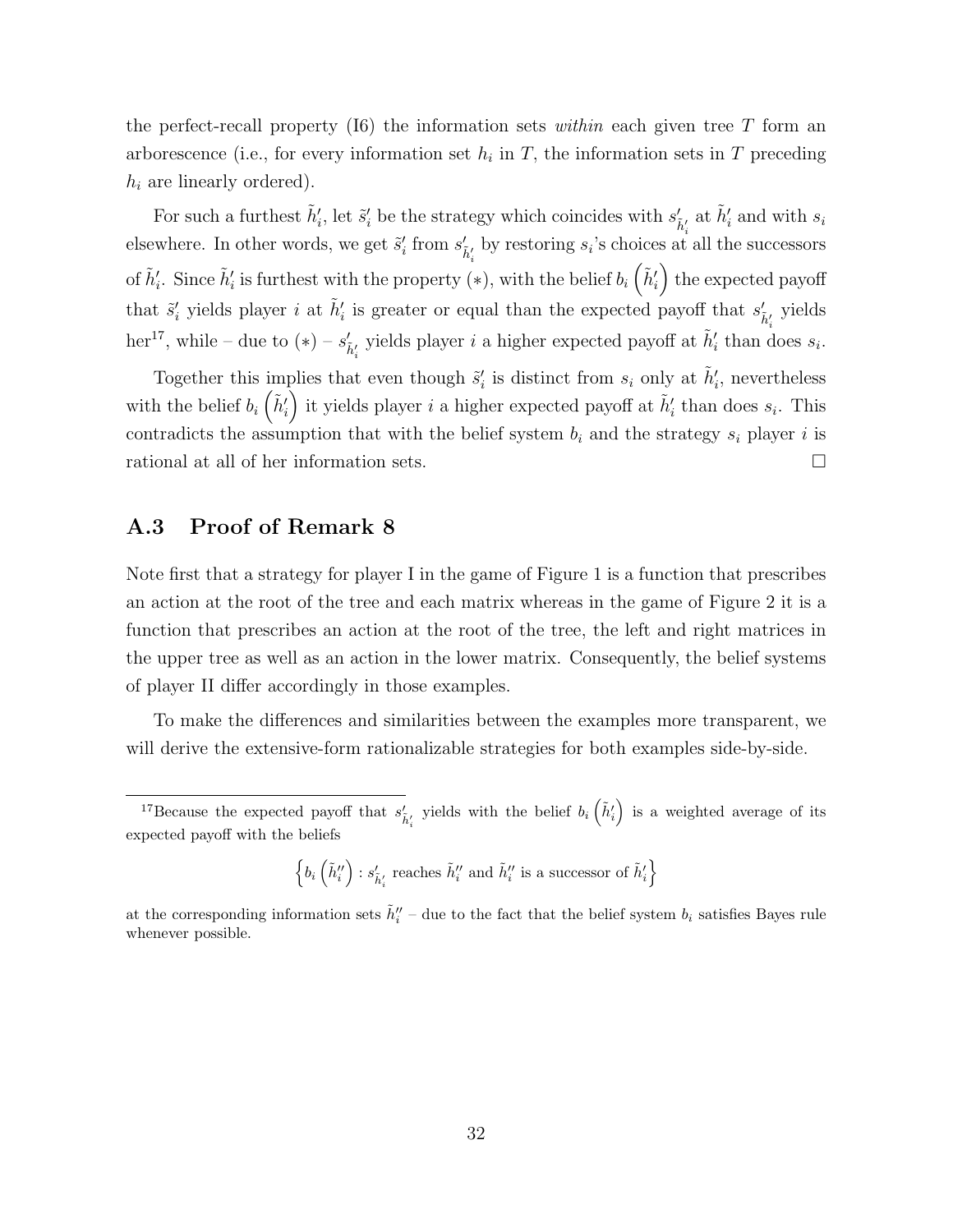the perfect-recall property (I6) the information sets *within* each given tree $T$ form an arborescence (i.e., for every information set $h_i$ in $T$, the information sets in $T$ preceding $h_i$ are linearly ordered).

For such a furthest $\tilde{h}_i'$, let $\tilde{s}_i'$ be the strategy which coincides with $s'_{\tilde{h}_i'}$ at $\tilde{h}_i'$ and with $s_i$ elsewhere. In other words, we get $\tilde{s}_i'$ from $s'_{\tilde{h}_i'}$ by restoring $s_i$'s choices at all the successors of $\tilde{h}_i'$. Since $\tilde{h}_i'$ is furthest with the property $(*)$, with the belief $b_i\left(\tilde{h}_i'\right)$ the expected payoff that $\tilde{s}_i'$ yields player $i$ at $\tilde{h}_i'$ is greater or equal than the expected payoff that $s'_{\tilde{h}_i'}$ yields her[17], while – due to $(*)$ – $s'_{\tilde{h}_i'}$ yields player $i$ a higher expected payoff at $\tilde{h}_i'$ than does $s_i$.

Together this implies that even though $\tilde{s}_i'$ is distinct from $s_i$ only at $\tilde{h}_i'$, nevertheless with the belief $b_i\left(\tilde{h}_i'\right)$ it yields player $i$ a higher expected payoff at $\tilde{h}_i'$ than does $s_i$. This contradicts the assumption that with the belief system $b_i$ and the strategy $s_i$ player $i$ is rational at all of her information sets. □

## A.3 Proof of Remark 8

Note first that a strategy for player I in the game of Figure 1 is a function that prescribes an action at the root of the tree and each matrix whereas in the game of Figure 2 it is a function that prescribes an action at the root of the tree, the left and right matrices in the upper tree as well as an action in the lower matrix. Consequently, the belief systems of player II differ accordingly in those examples.

To make the differences and similarities between the examples more transparent, we will derive the extensive-form rationalizable strategies for both examples side-by-side.

---

[17] Because the expected payoff that $s'_{\tilde{h}_i'}$ yields with the belief $b_i\left(\tilde{h}_i'\right)$ is a weighted average of its expected payoff with the beliefs

$$\left\{ b_i\left(\tilde{h}_i''\right) : s'_{\tilde{h}_i'} \text{ reaches } \tilde{h}_i'' \text{ and } \tilde{h}_i'' \text{ is a successor of } \tilde{h}_i' \right\}$$

at the corresponding information sets $\tilde{h}_i''$ – due to the fact that the belief system $b_i$ satisfies Bayes rule whenever possible.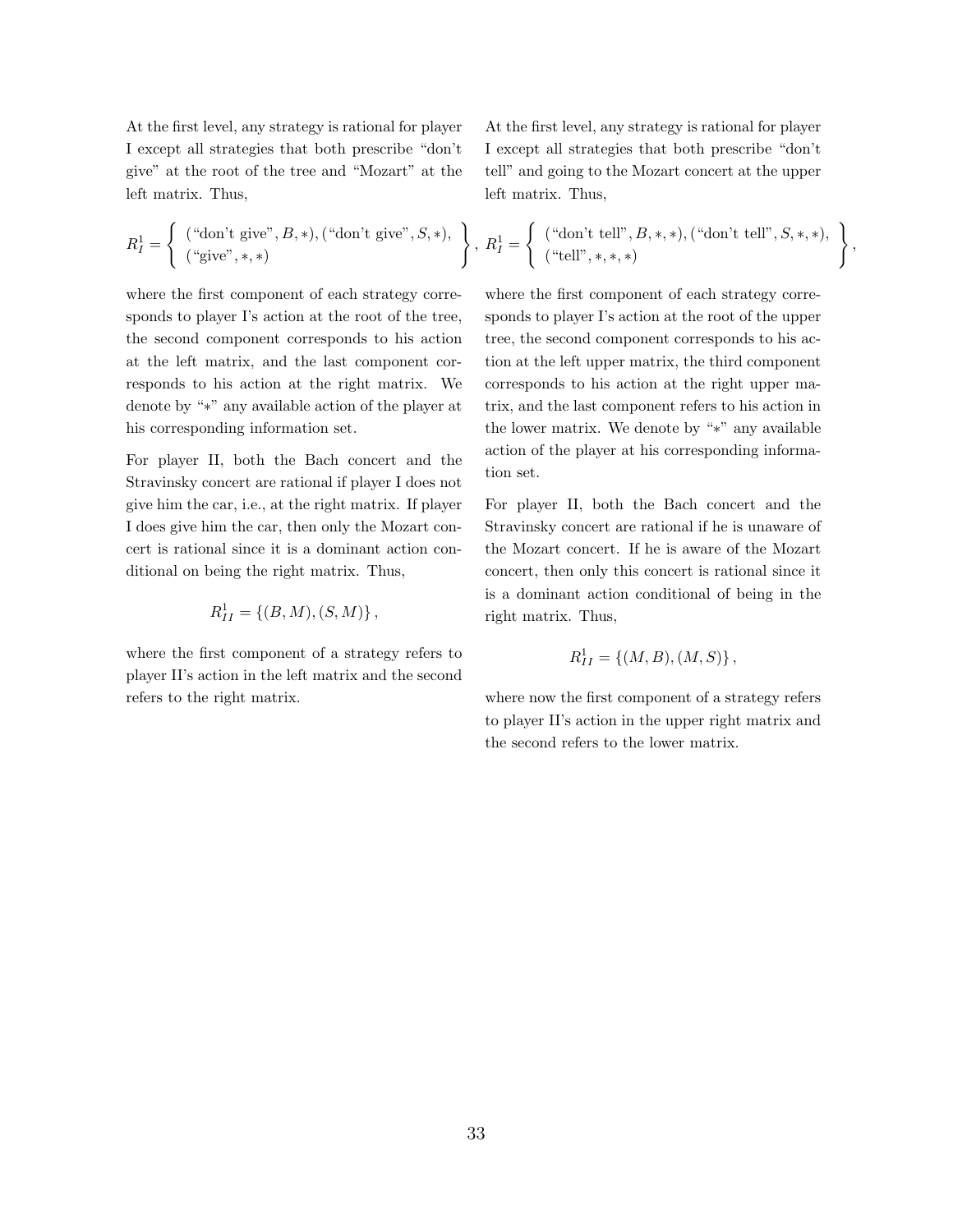At the first level, any strategy is rational for player I except all strategies that both prescribe "don't give" at the root of the tree and "Mozart" at the left matrix. Thus,

$$R_I^1 = \left\{ \begin{array}{l} (\text{"don't give"}, B, *), (\text{"don't give"}, S, *), \\ (\text{"give"}, *, *) \end{array} \right\},$$

where the first component of each strategy corresponds to player I's action at the root of the tree, the second component corresponds to his action at the left matrix, and the last component corresponds to his action at the right matrix. We denote by "$*$" any available action of the player at his corresponding information set.

For player II, both the Bach concert and the Stravinsky concert are rational if player I does not give him the car, i.e., at the right matrix. If player I does give him the car, then only the Mozart concert is rational since it is a dominant action conditional on being the right matrix. Thus,

$$R_{II}^1 = \{(B, M), (S, M)\},$$

where the first component of a strategy refers to player II's action in the left matrix and the second refers to the right matrix.

At the first level, any strategy is rational for player I except all strategies that both prescribe "don't tell" and going to the Mozart concert at the upper left matrix. Thus,

$$R_I^1 = \left\{ \begin{array}{l} (\text{"don't tell"}, B, *, *), (\text{"don't tell"}, S, *, *), \\ (\text{"tell"}, *, *, *) \end{array} \right\},$$

where the first component of each strategy corresponds to player I's action at the root of the upper tree, the second component corresponds to his action at the left upper matrix, the third component corresponds to his action at the right upper matrix, and the last component refers to his action in the lower matrix. We denote by "$*$" any available action of the player at his corresponding information set.

For player II, both the Bach concert and the Stravinsky concert are rational if he is unaware of the Mozart concert. If he is aware of the Mozart concert, then only this concert is rational since it is a dominant action conditional of being in the right matrix. Thus,

$$R_{II}^1 = \{(M, B), (M, S)\},$$

where now the first component of a strategy refers to player II's action in the upper right matrix and the second refers to the lower matrix.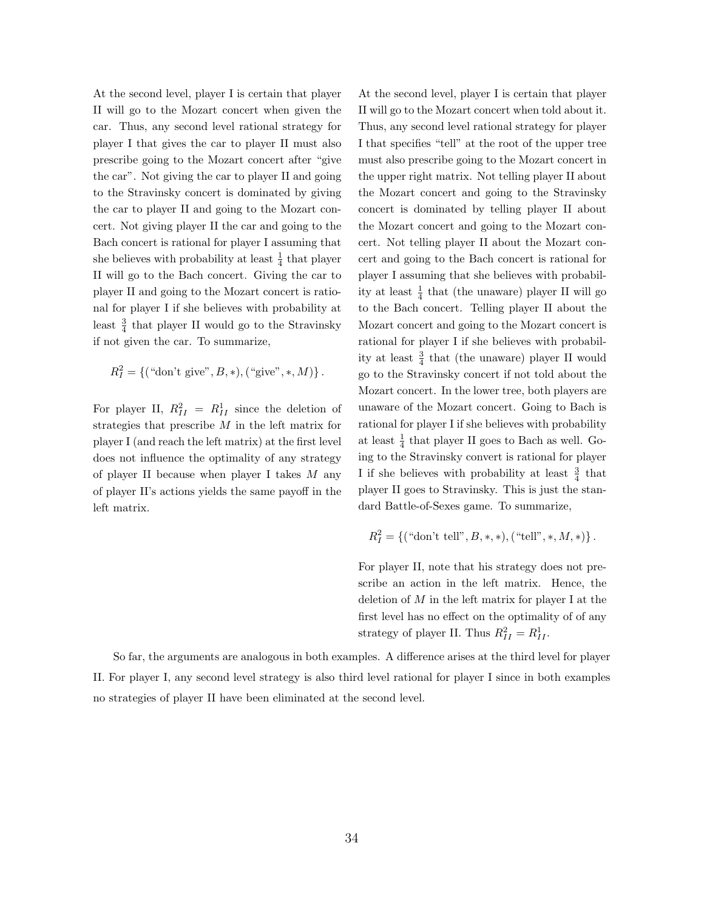At the second level, player I is certain that player II will go to the Mozart concert when given the car. Thus, any second level rational strategy for player I that gives the car to player II must also prescribe going to the Mozart concert after "give the car". Not giving the car to player II and going to the Stravinsky concert is dominated by giving the car to player II and going to the Mozart concert. Not giving player II the car and going to the Bach concert is rational for player I assuming that she believes with probability at least $\frac{1}{4}$ that player II will go to the Bach concert. Giving the car to player II and going to the Mozart concert is rational for player I if she believes with probability at least $\frac{3}{4}$ that player II would go to the Stravinsky if not given the car. To summarize,

$$R_I^2 = \{(\text{"don't give"}, B, *), (\text{"give"}, *, M)\}.$$

For player II, $R_{II}^2 = R_{II}^1$ since the deletion of strategies that prescribe $M$ in the left matrix for player I (and reach the left matrix) at the first level does not influence the optimality of any strategy of player II because when player I takes $M$ any of player II's actions yields the same payoff in the left matrix.

At the second level, player I is certain that player II will go to the Mozart concert when told about it. Thus, any second level rational strategy for player I that specifies "tell" at the root of the upper tree must also prescribe going to the Mozart concert in the upper right matrix. Not telling player II about the Mozart concert and going to the Stravinsky concert is dominated by telling player II about the Mozart concert and going to the Mozart concert. Not telling player II about the Mozart concert and going to the Bach concert is rational for player I assuming that she believes with probability at least $\frac{1}{4}$ that (the unaware) player II will go to the Bach concert. Telling player II about the Mozart concert and going to the Mozart concert is rational for player I if she believes with probability at least $\frac{3}{4}$ that (the unaware) player II would go to the Stravinsky concert if not told about the Mozart concert. In the lower tree, both players are unaware of the Mozart concert. Going to Bach is rational for player I if she believes with probability at least $\frac{1}{4}$ that player II goes to Bach as well. Going to the Stravinsky convert is rational for player I if she believes with probability at least $\frac{3}{4}$ that player II goes to Stravinsky. This is just the standard Battle-of-Sexes game. To summarize,

$$R_I^2 = \{(\text{"don't tell"}, B, *, *), (\text{"tell"}, *, M, *)\}.$$

For player II, note that his strategy does not prescribe an action in the left matrix. Hence, the deletion of $M$ in the left matrix for player I at the first level has no effect on the optimality of of any strategy of player II. Thus $R_{II}^2 = R_{II}^1$.

So far, the arguments are analogous in both examples. A difference arises at the third level for player II. For player I, any second level strategy is also third level rational for player I since in both examples no strategies of player II have been eliminated at the second level.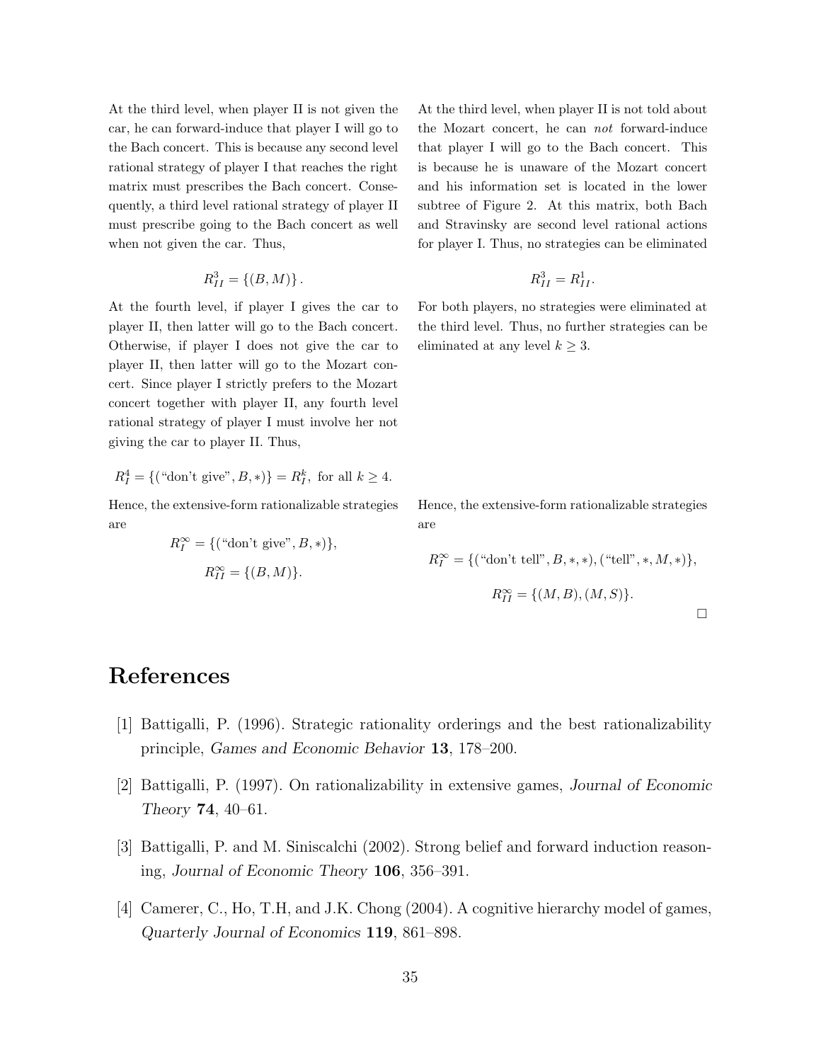At the third level, when player II is not given the car, he can forward-induce that player I will go to the Bach concert. This is because any second level rational strategy of player I that reaches the right matrix must prescribes the Bach concert. Consequently, a third level rational strategy of player II must prescribe going to the Bach concert as well when not given the car. Thus,

$$R^3_{II} = \{(B, M)\}.$$

At the fourth level, if player I gives the car to player II, then latter will go to the Bach concert. Otherwise, if player I does not give the car to player II, then latter will go to the Mozart concert. Since player I strictly prefers to the Mozart concert together with player II, any fourth level rational strategy of player I must involve her not giving the car to player II. Thus,

$$R^4_I = \{(\text{"don't give"}, B, *)\} = R^k_I, \text{ for all } k \geq 4.$$

Hence, the extensive-form rationalizable strategies are

$$R^\infty_I = \{(\text{"don't give"}, B, *)\},$$
$$R^\infty_{II} = \{(B, M)\}.$$

At the third level, when player II is not told about the Mozart concert, he can *not* forward-induce that player I will go to the Bach concert. This is because he is unaware of the Mozart concert and his information set is located in the lower subtree of Figure 2. At this matrix, both Bach and Stravinsky are second level rational actions for player I. Thus, no strategies can be eliminated

$$R^3_{II} = R^1_{II}.$$

For both players, no strategies were eliminated at the third level. Thus, no further strategies can be eliminated at any level $k \geq 3$.

Hence, the extensive-form rationalizable strategies are

$$R^\infty_I = \{(\text{"don't tell"}, B, *, *), (\text{"tell"}, *, M, *)\},$$
$$R^\infty_{II} = \{(M, B), (M, S)\}.$$

□

# References

[1] Battigalli, P. (1996). Strategic rationality orderings and the best rationalizability principle, *Games and Economic Behavior* **13**, 178–200.

[2] Battigalli, P. (1997). On rationalizability in extensive games, *Journal of Economic Theory* **74**, 40–61.

[3] Battigalli, P. and M. Siniscalchi (2002). Strong belief and forward induction reasoning, *Journal of Economic Theory* **106**, 356–391.

[4] Camerer, C., Ho, T.H, and J.K. Chong (2004). A cognitive hierarchy model of games, *Quarterly Journal of Economics* **119**, 861–898.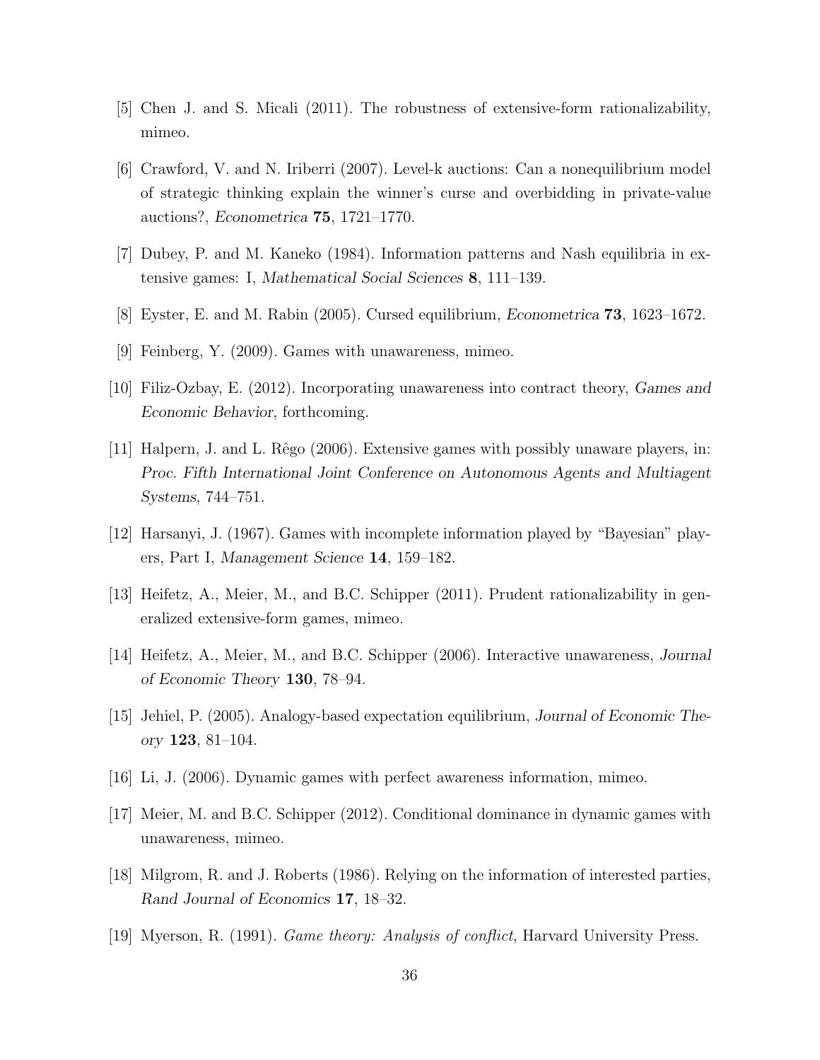[5] Chen J. and S. Micali (2011). The robustness of extensive-form rationalizability, mimeo.

[6] Crawford, V. and N. Iriberri (2007). Level-k auctions: Can a nonequilibrium model of strategic thinking explain the winner's curse and overbidding in private-value auctions?, *Econometrica* **75**, 1721–1770.

[7] Dubey, P. and M. Kaneko (1984). Information patterns and Nash equilibria in extensive games: I, *Mathematical Social Sciences* **8**, 111–139.

[8] Eyster, E. and M. Rabin (2005). Cursed equilibrium, *Econometrica* **73**, 1623–1672.

[9] Feinberg, Y. (2009). Games with unawareness, mimeo.

[10] Filiz-Ozbay, E. (2012). Incorporating unawareness into contract theory, *Games and Economic Behavior*, forthcoming.

[11] Halpern, J. and L. Rêgo (2006). Extensive games with possibly unaware players, in: *Proc. Fifth International Joint Conference on Autonomous Agents and Multiagent Systems*, 744–751.

[12] Harsanyi, J. (1967). Games with incomplete information played by "Bayesian" players, Part I, *Management Science* **14**, 159–182.

[13] Heifetz, A., Meier, M., and B.C. Schipper (2011). Prudent rationalizability in generalized extensive-form games, mimeo.

[14] Heifetz, A., Meier, M., and B.C. Schipper (2006). Interactive unawareness, *Journal of Economic Theory* **130**, 78–94.

[15] Jehiel, P. (2005). Analogy-based expectation equilibrium, *Journal of Economic Theory* **123**, 81–104.

[16] Li, J. (2006). Dynamic games with perfect awareness information, mimeo.

[17] Meier, M. and B.C. Schipper (2012). Conditional dominance in dynamic games with unawareness, mimeo.

[18] Milgrom, R. and J. Roberts (1986). Relying on the information of interested parties, *Rand Journal of Economics* **17**, 18–32.

[19] Myerson, R. (1991). *Game theory: Analysis of conflict*, Harvard University Press.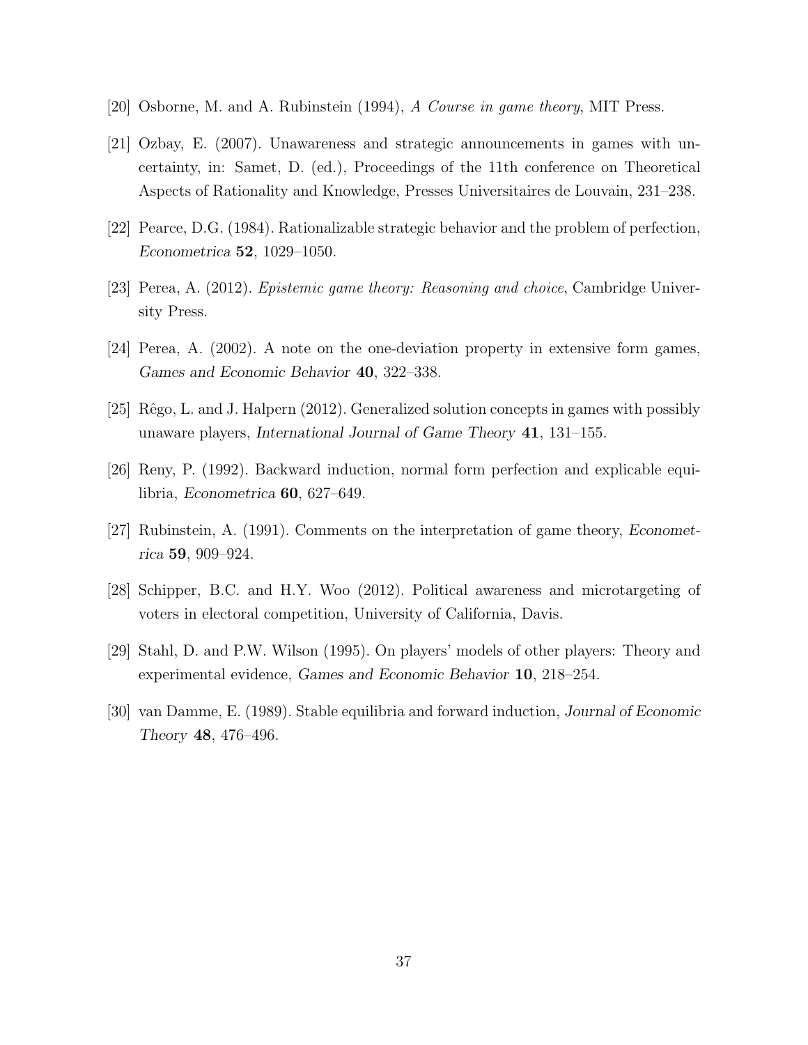[20] Osborne, M. and A. Rubinstein (1994), *A Course in game theory*, MIT Press.

[21] Ozbay, E. (2007). Unawareness and strategic announcements in games with uncertainty, in: Samet, D. (ed.), Proceedings of the 11th conference on Theoretical Aspects of Rationality and Knowledge, Presses Universitaires de Louvain, 231–238.

[22] Pearce, D.G. (1984). Rationalizable strategic behavior and the problem of perfection, *Econometrica* **52**, 1029–1050.

[23] Perea, A. (2012). *Epistemic game theory: Reasoning and choice*, Cambridge University Press.

[24] Perea, A. (2002). A note on the one-deviation property in extensive form games, *Games and Economic Behavior* **40**, 322–338.

[25] Rêgo, L. and J. Halpern (2012). Generalized solution concepts in games with possibly unaware players, *International Journal of Game Theory* **41**, 131–155.

[26] Reny, P. (1992). Backward induction, normal form perfection and explicable equilibria, *Econometrica* **60**, 627–649.

[27] Rubinstein, A. (1991). Comments on the interpretation of game theory, *Econometrica* **59**, 909–924.

[28] Schipper, B.C. and H.Y. Woo (2012). Political awareness and microtargeting of voters in electoral competition, University of California, Davis.

[29] Stahl, D. and P.W. Wilson (1995). On players' models of other players: Theory and experimental evidence, *Games and Economic Behavior* **10**, 218–254.

[30] van Damme, E. (1989). Stable equilibria and forward induction, *Journal of Economic Theory* **48**, 476–496.